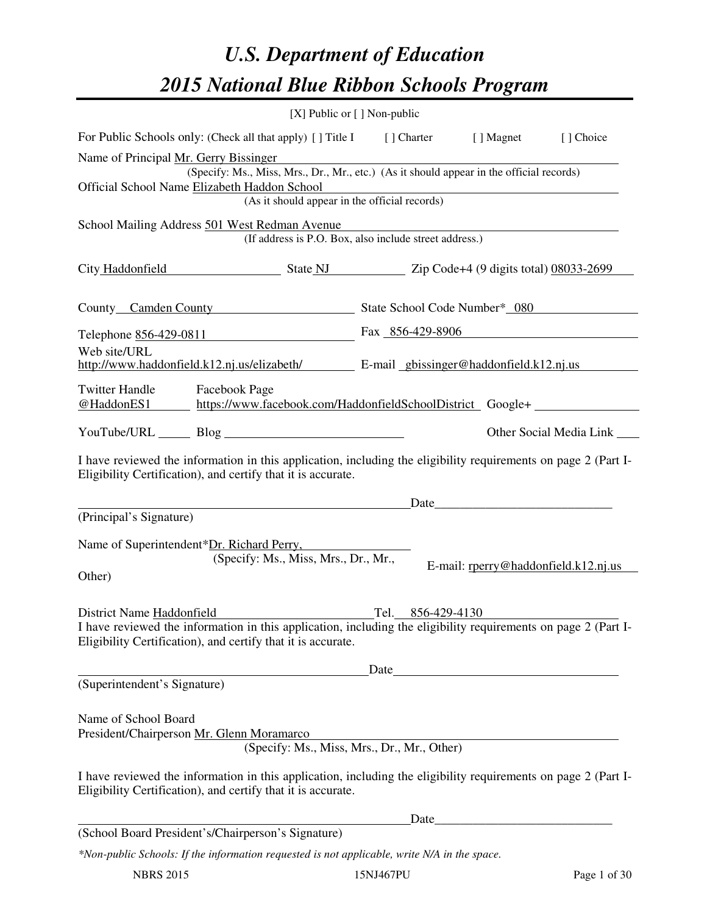# U.S. Department of Education

# 2015 National Blue Ribbon Schools Program

[X] Public or [ ] Non-public

For Public Schools only: (Check all that apply) [ ] Title I [ ] Charter [ ] Magnet [ ] Choice

Name of Principal Mr. Gerry Bissinger

(Specify: Ms., Miss, Mrs., Dr., Mr., etc.) (As it should appear in the official records)

Official School Name Elizabeth Haddon School

(As it should appear in the official records)

School Mailing Address 501 West Redman Avenue

(If address is P.O. Box, also include street address.)

City Haddonfield State NJ Zip Code+4 (9 digits total) 08033-2699

County Camden County State School Code Number* 080

Telephone 856-429-0811 Fax 856-429-8906

Web site/URL http://www.haddonfield.k12.nj.us/elizabeth/ E-mail gbissinger@haddonfield.k12.nj.us

Twitter Handle @HaddonES1 Facebook Page https://www.facebook.com/HaddonfieldSchoolDistrict Google+

YouTube/URL Blog Other Social Media Link

I have reviewed the information in this application, including the eligibility requirements on page 2 (Part I-Eligibility Certification), and certify that it is accurate.

_______________________________________________Date_________________________

(Principal's Signature)

Name of Superintendent*Dr. Richard Perry,

(Specify: Ms., Miss, Mrs., Dr., Mr., Other)

E-mail: rperry@haddonfield.k12.nj.us

District Name Haddonfield Tel. 856-429-4130

I have reviewed the information in this application, including the eligibility requirements on page 2 (Part I-Eligibility Certification), and certify that it is accurate.

_______________________________________________Date_________________________

(Superintendent's Signature)

Name of School Board President/Chairperson Mr. Glenn Moramarco

(Specify: Ms., Miss, Mrs., Dr., Mr., Other)

I have reviewed the information in this application, including the eligibility requirements on page 2 (Part I-Eligibility Certification), and certify that it is accurate.

_______________________________________________Date_________________________

(School Board President's/Chairperson's Signature)

*\*Non-public Schools: If the information requested is not applicable, write N/A in the space.*

NBRS 2015 15NJ467PU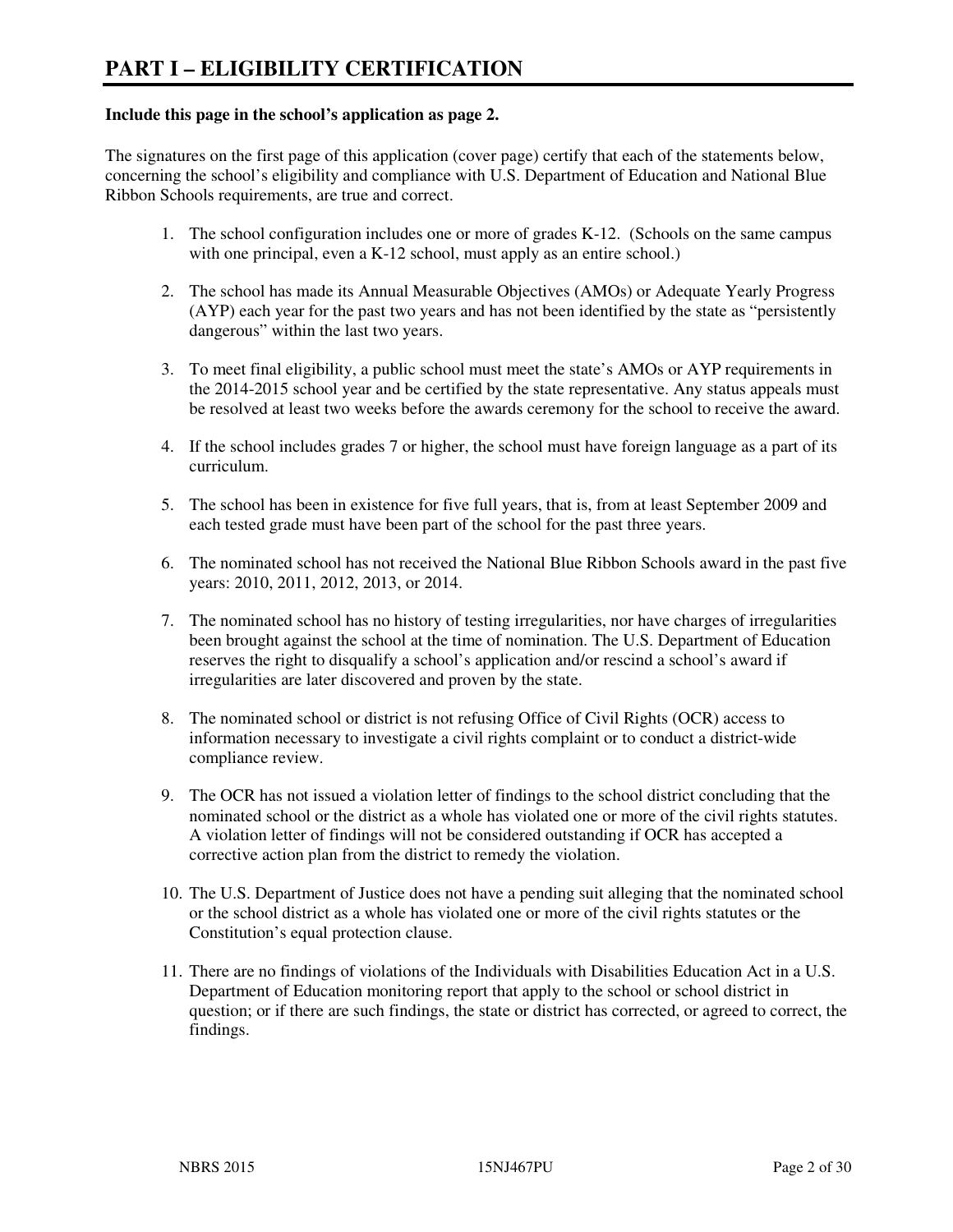# PART I – ELIGIBILITY CERTIFICATION

**Include this page in the school's application as page 2.**

The signatures on the first page of this application (cover page) certify that each of the statements below, concerning the school's eligibility and compliance with U.S. Department of Education and National Blue Ribbon Schools requirements, are true and correct.

1. The school configuration includes one or more of grades K-12. (Schools on the same campus with one principal, even a K-12 school, must apply as an entire school.)

2. The school has made its Annual Measurable Objectives (AMOs) or Adequate Yearly Progress (AYP) each year for the past two years and has not been identified by the state as "persistently dangerous" within the last two years.

3. To meet final eligibility, a public school must meet the state's AMOs or AYP requirements in the 2014-2015 school year and be certified by the state representative. Any status appeals must be resolved at least two weeks before the awards ceremony for the school to receive the award.

4. If the school includes grades 7 or higher, the school must have foreign language as a part of its curriculum.

5. The school has been in existence for five full years, that is, from at least September 2009 and each tested grade must have been part of the school for the past three years.

6. The nominated school has not received the National Blue Ribbon Schools award in the past five years: 2010, 2011, 2012, 2013, or 2014.

7. The nominated school has no history of testing irregularities, nor have charges of irregularities been brought against the school at the time of nomination. The U.S. Department of Education reserves the right to disqualify a school's application and/or rescind a school's award if irregularities are later discovered and proven by the state.

8. The nominated school or district is not refusing Office of Civil Rights (OCR) access to information necessary to investigate a civil rights complaint or to conduct a district-wide compliance review.

9. The OCR has not issued a violation letter of findings to the school district concluding that the nominated school or the district as a whole has violated one or more of the civil rights statutes. A violation letter of findings will not be considered outstanding if OCR has accepted a corrective action plan from the district to remedy the violation.

10. The U.S. Department of Justice does not have a pending suit alleging that the nominated school or the school district as a whole has violated one or more of the civil rights statutes or the Constitution's equal protection clause.

11. There are no findings of violations of the Individuals with Disabilities Education Act in a U.S. Department of Education monitoring report that apply to the school or school district in question; or if there are such findings, the state or district has corrected, or agreed to correct, the findings.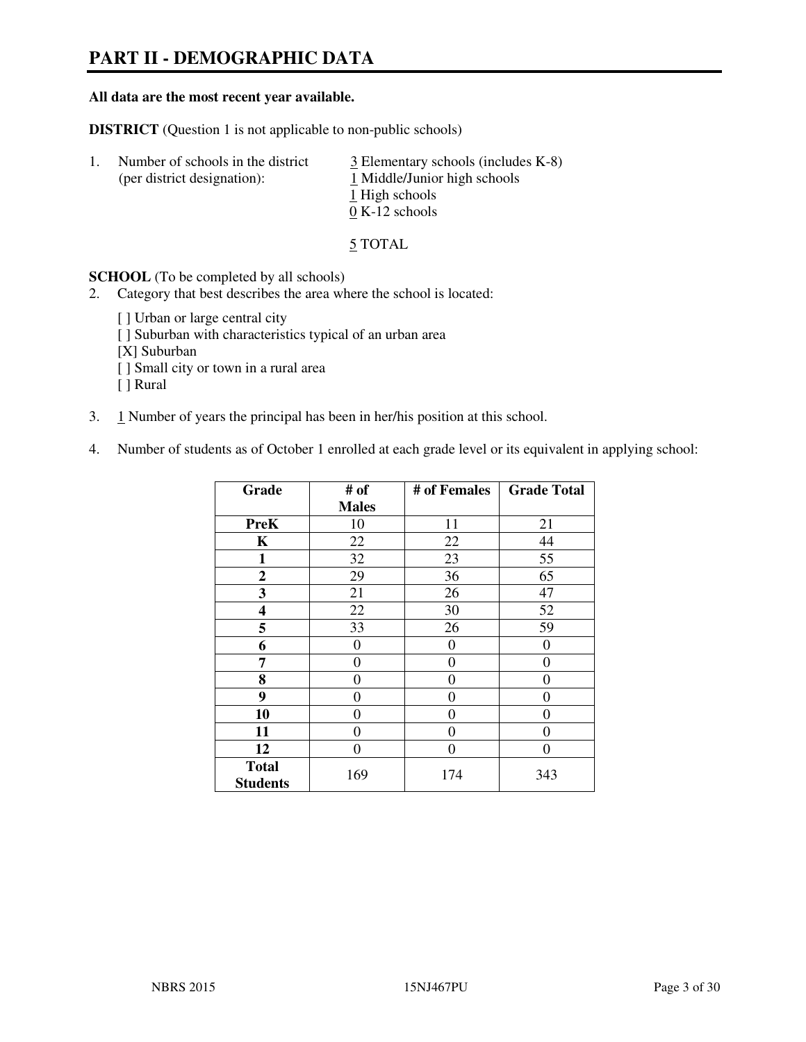# PART II - DEMOGRAPHIC DATA

**All data are the most recent year available.**

**DISTRICT** (Question 1 is not applicable to non-public schools)

1. Number of schools in the district (per district designation):
   3 Elementary schools (includes K-8)
   1 Middle/Junior high schools
   1 High schools
   0 K-12 schools

   5 TOTAL

**SCHOOL** (To be completed by all schools)

2. Category that best describes the area where the school is located:

   [ ] Urban or large central city
   [ ] Suburban with characteristics typical of an urban area
   [X] Suburban
   [ ] Small city or town in a rural area
   [ ] Rural

3. 1 Number of years the principal has been in her/his position at this school.

4. Number of students as of October 1 enrolled at each grade level or its equivalent in applying school:

| Grade | # of Males | # of Females | Grade Total |
|---|---|---|---|
| **PreK** | 10 | 11 | 21 |
| **K** | 22 | 22 | 44 |
| **1** | 32 | 23 | 55 |
| **2** | 29 | 36 | 65 |
| **3** | 21 | 26 | 47 |
| **4** | 22 | 30 | 52 |
| **5** | 33 | 26 | 59 |
| **6** | 0 | 0 | 0 |
| **7** | 0 | 0 | 0 |
| **8** | 0 | 0 | 0 |
| **9** | 0 | 0 | 0 |
| **10** | 0 | 0 | 0 |
| **11** | 0 | 0 | 0 |
| **12** | 0 | 0 | 0 |
| **Total Students** | 169 | 174 | 343 |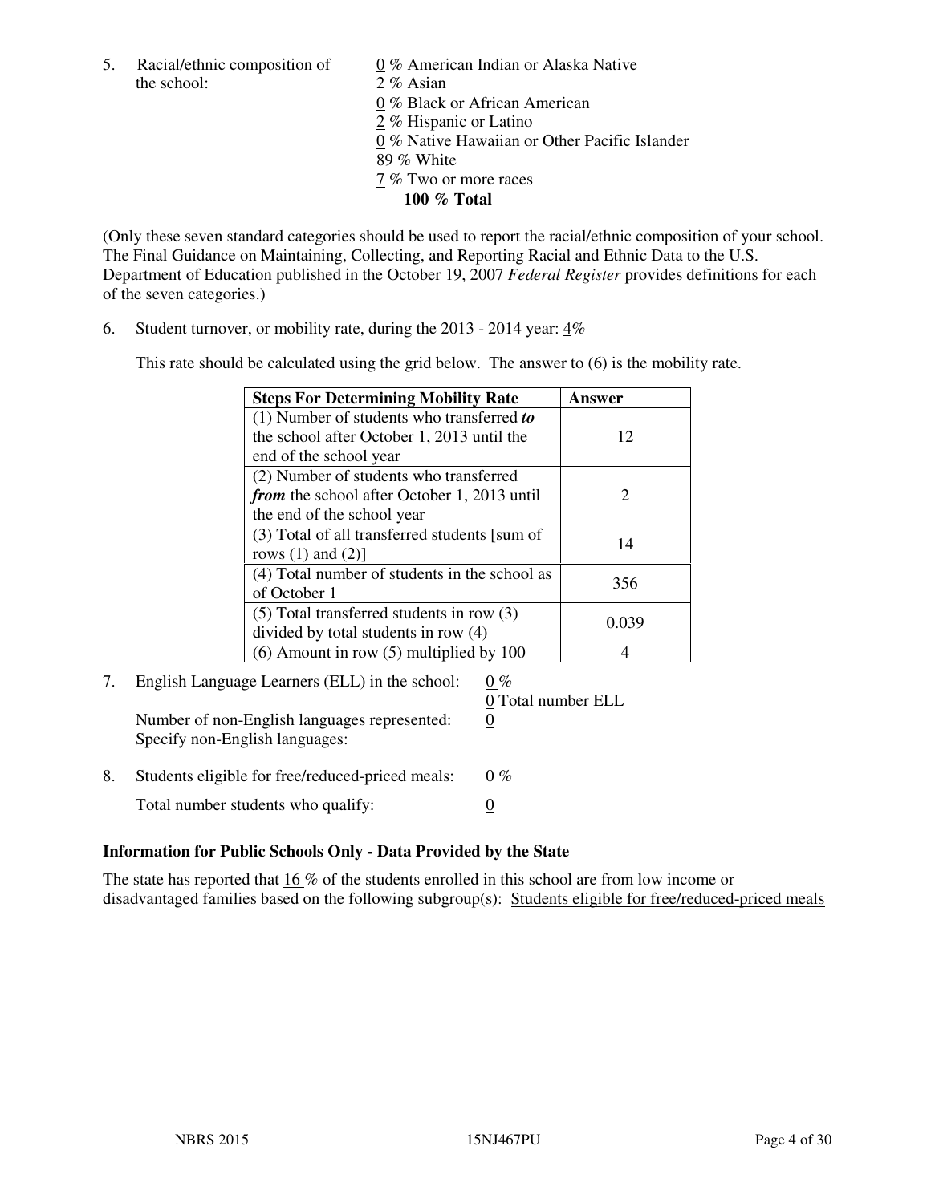5. Racial/ethnic composition of the school:

0 % American Indian or Alaska Native
2 % Asian
0 % Black or African American
2 % Hispanic or Latino
0 % Native Hawaiian or Other Pacific Islander
89 % White
7 % Two or more races
**100 % Total**

(Only these seven standard categories should be used to report the racial/ethnic composition of your school. The Final Guidance on Maintaining, Collecting, and Reporting Racial and Ethnic Data to the U.S. Department of Education published in the October 19, 2007 *Federal Register* provides definitions for each of the seven categories.)

6. Student turnover, or mobility rate, during the 2013 - 2014 year: 4%

This rate should be calculated using the grid below. The answer to (6) is the mobility rate.

| **Steps For Determining Mobility Rate** | **Answer** |
|---|---|
| (1) Number of students who transferred ***to*** the school after October 1, 2013 until the end of the school year | 12 |
| (2) Number of students who transferred ***from*** the school after October 1, 2013 until the end of the school year | 2 |
| (3) Total of all transferred students [sum of rows (1) and (2)] | 14 |
| (4) Total number of students in the school as of October 1 | 356 |
| (5) Total transferred students in row (3) divided by total students in row (4) | 0.039 |
| (6) Amount in row (5) multiplied by 100 | 4 |

7. English Language Learners (ELL) in the school: 0 %
0 Total number ELL
Number of non-English languages represented: 0
Specify non-English languages:

8. Students eligible for free/reduced-priced meals: 0 %
Total number students who qualify: 0

### Information for Public Schools Only - Data Provided by the State

The state has reported that 16 % of the students enrolled in this school are from low income or disadvantaged families based on the following subgroup(s): Students eligible for free/reduced-priced meals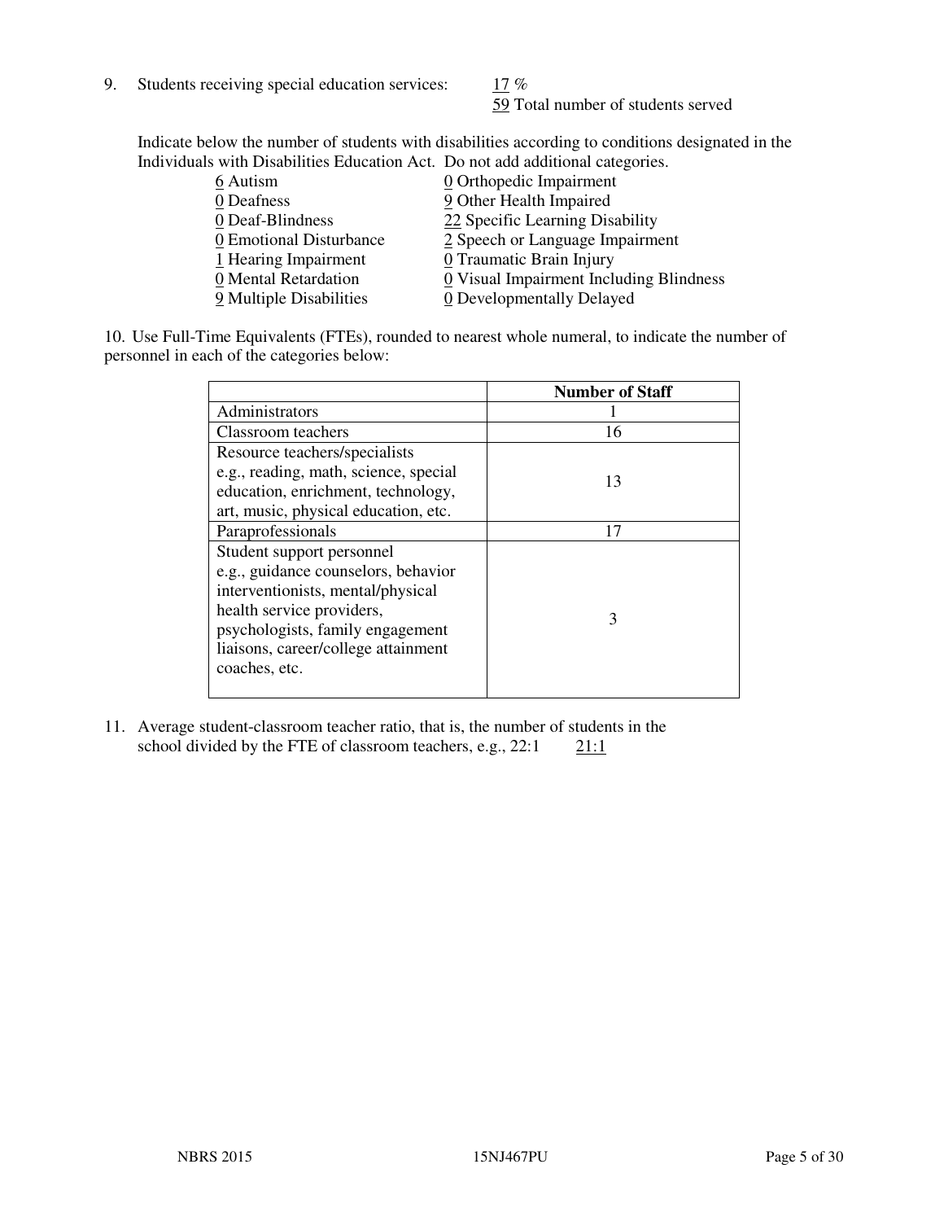9. Students receiving special education services: 17 %
59 Total number of students served

Indicate below the number of students with disabilities according to conditions designated in the Individuals with Disabilities Education Act. Do not add additional categories.

| | |
|---|---|
| 6 Autism | 0 Orthopedic Impairment |
| 0 Deafness | 9 Other Health Impaired |
| 0 Deaf-Blindness | 22 Specific Learning Disability |
| 0 Emotional Disturbance | 2 Speech or Language Impairment |
| 1 Hearing Impairment | 0 Traumatic Brain Injury |
| 0 Mental Retardation | 0 Visual Impairment Including Blindness |
| 9 Multiple Disabilities | 0 Developmentally Delayed |

10. Use Full-Time Equivalents (FTEs), rounded to nearest whole numeral, to indicate the number of personnel in each of the categories below:

| | Number of Staff |
|---|---|
| Administrators | 1 |
| Classroom teachers | 16 |
| Resource teachers/specialists e.g., reading, math, science, special education, enrichment, technology, art, music, physical education, etc. | 13 |
| Paraprofessionals | 17 |
| Student support personnel e.g., guidance counselors, behavior interventionists, mental/physical health service providers, psychologists, family engagement liaisons, career/college attainment coaches, etc. | 3 |

11. Average student-classroom teacher ratio, that is, the number of students in the school divided by the FTE of classroom teachers, e.g., 22:1 21:1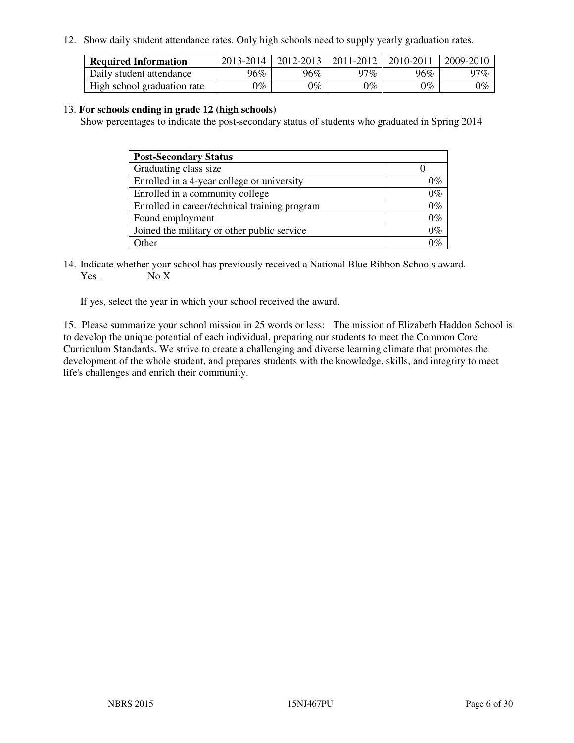12. Show daily student attendance rates. Only high schools need to supply yearly graduation rates.

| **Required Information** | 2013-2014 | 2012-2013 | 2011-2012 | 2010-2011 | 2009-2010 |
|---|---|---|---|---|---|
| Daily student attendance | 96% | 96% | 97% | 96% | 97% |
| High school graduation rate | 0% | 0% | 0% | 0% | 0% |

13. **For schools ending in grade 12 (high schools)**
Show percentages to indicate the post-secondary status of students who graduated in Spring 2014

| **Post-Secondary Status** | |
|---|---|
| Graduating class size | 0 |
| Enrolled in a 4-year college or university | 0% |
| Enrolled in a community college | 0% |
| Enrolled in career/technical training program | 0% |
| Found employment | 0% |
| Joined the military or other public service | 0% |
| Other | 0% |

14. Indicate whether your school has previously received a National Blue Ribbon Schools award.
Yes _ No X

If yes, select the year in which your school received the award.

15. Please summarize your school mission in 25 words or less: The mission of Elizabeth Haddon School is to develop the unique potential of each individual, preparing our students to meet the Common Core Curriculum Standards. We strive to create a challenging and diverse learning climate that promotes the development of the whole student, and prepares students with the knowledge, skills, and integrity to meet life's challenges and enrich their community.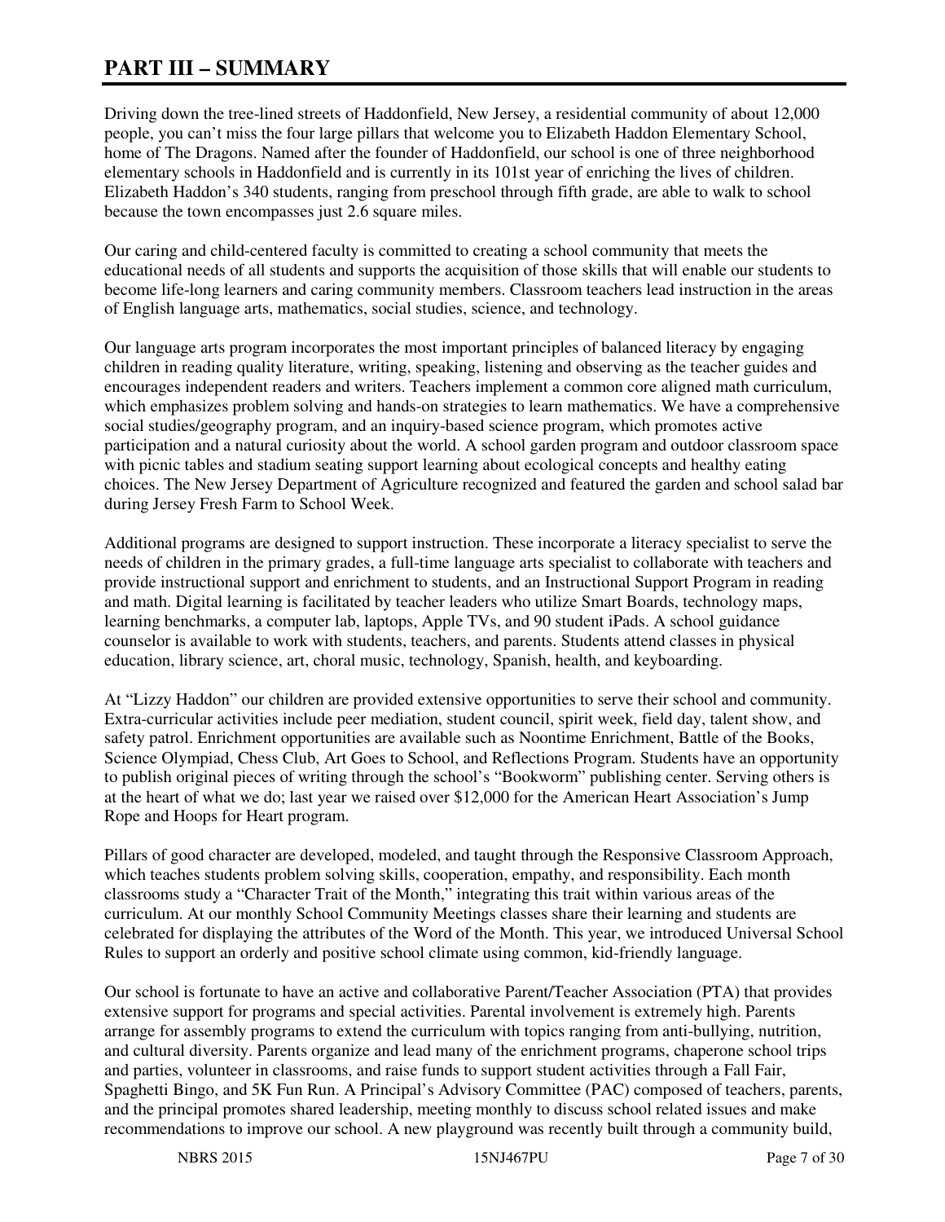# PART III – SUMMARY

Driving down the tree-lined streets of Haddonfield, New Jersey, a residential community of about 12,000 people, you can't miss the four large pillars that welcome you to Elizabeth Haddon Elementary School, home of The Dragons. Named after the founder of Haddonfield, our school is one of three neighborhood elementary schools in Haddonfield and is currently in its 101st year of enriching the lives of children. Elizabeth Haddon's 340 students, ranging from preschool through fifth grade, are able to walk to school because the town encompasses just 2.6 square miles.

Our caring and child-centered faculty is committed to creating a school community that meets the educational needs of all students and supports the acquisition of those skills that will enable our students to become life-long learners and caring community members. Classroom teachers lead instruction in the areas of English language arts, mathematics, social studies, science, and technology.

Our language arts program incorporates the most important principles of balanced literacy by engaging children in reading quality literature, writing, speaking, listening and observing as the teacher guides and encourages independent readers and writers. Teachers implement a common core aligned math curriculum, which emphasizes problem solving and hands-on strategies to learn mathematics. We have a comprehensive social studies/geography program, and an inquiry-based science program, which promotes active participation and a natural curiosity about the world. A school garden program and outdoor classroom space with picnic tables and stadium seating support learning about ecological concepts and healthy eating choices. The New Jersey Department of Agriculture recognized and featured the garden and school salad bar during Jersey Fresh Farm to School Week.

Additional programs are designed to support instruction. These incorporate a literacy specialist to serve the needs of children in the primary grades, a full-time language arts specialist to collaborate with teachers and provide instructional support and enrichment to students, and an Instructional Support Program in reading and math. Digital learning is facilitated by teacher leaders who utilize Smart Boards, technology maps, learning benchmarks, a computer lab, laptops, Apple TVs, and 90 student iPads. A school guidance counselor is available to work with students, teachers, and parents. Students attend classes in physical education, library science, art, choral music, technology, Spanish, health, and keyboarding.

At "Lizzy Haddon" our children are provided extensive opportunities to serve their school and community. Extra-curricular activities include peer mediation, student council, spirit week, field day, talent show, and safety patrol. Enrichment opportunities are available such as Noontime Enrichment, Battle of the Books, Science Olympiad, Chess Club, Art Goes to School, and Reflections Program. Students have an opportunity to publish original pieces of writing through the school's "Bookworm" publishing center. Serving others is at the heart of what we do; last year we raised over $12,000 for the American Heart Association's Jump Rope and Hoops for Heart program.

Pillars of good character are developed, modeled, and taught through the Responsive Classroom Approach, which teaches students problem solving skills, cooperation, empathy, and responsibility. Each month classrooms study a "Character Trait of the Month," integrating this trait within various areas of the curriculum. At our monthly School Community Meetings classes share their learning and students are celebrated for displaying the attributes of the Word of the Month. This year, we introduced Universal School Rules to support an orderly and positive school climate using common, kid-friendly language.

Our school is fortunate to have an active and collaborative Parent/Teacher Association (PTA) that provides extensive support for programs and special activities. Parental involvement is extremely high. Parents arrange for assembly programs to extend the curriculum with topics ranging from anti-bullying, nutrition, and cultural diversity. Parents organize and lead many of the enrichment programs, chaperone school trips and parties, volunteer in classrooms, and raise funds to support student activities through a Fall Fair, Spaghetti Bingo, and 5K Fun Run. A Principal's Advisory Committee (PAC) composed of teachers, parents, and the principal promotes shared leadership, meeting monthly to discuss school related issues and make recommendations to improve our school. A new playground was recently built through a community build,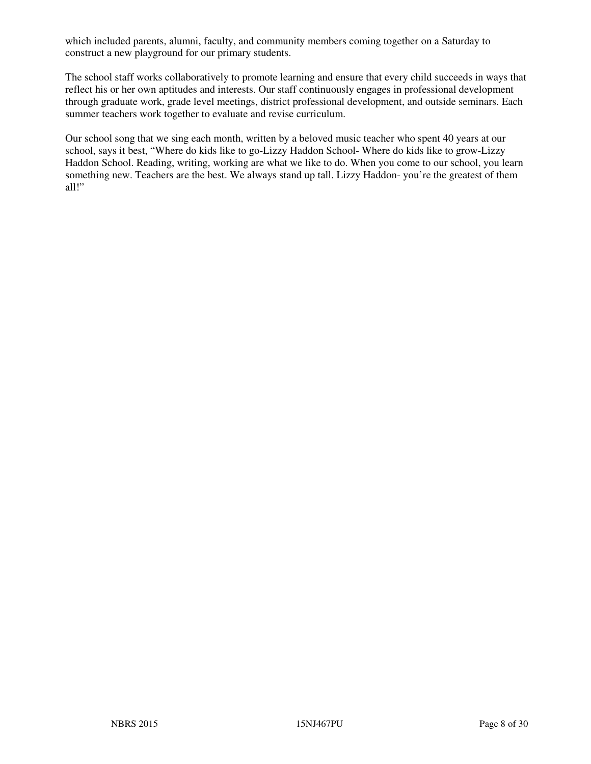which included parents, alumni, faculty, and community members coming together on a Saturday to construct a new playground for our primary students.

The school staff works collaboratively to promote learning and ensure that every child succeeds in ways that reflect his or her own aptitudes and interests. Our staff continuously engages in professional development through graduate work, grade level meetings, district professional development, and outside seminars. Each summer teachers work together to evaluate and revise curriculum.

Our school song that we sing each month, written by a beloved music teacher who spent 40 years at our school, says it best, “Where do kids like to go-Lizzy Haddon School- Where do kids like to grow-Lizzy Haddon School. Reading, writing, working are what we like to do. When you come to our school, you learn something new. Teachers are the best. We always stand up tall. Lizzy Haddon- you’re the greatest of them all!”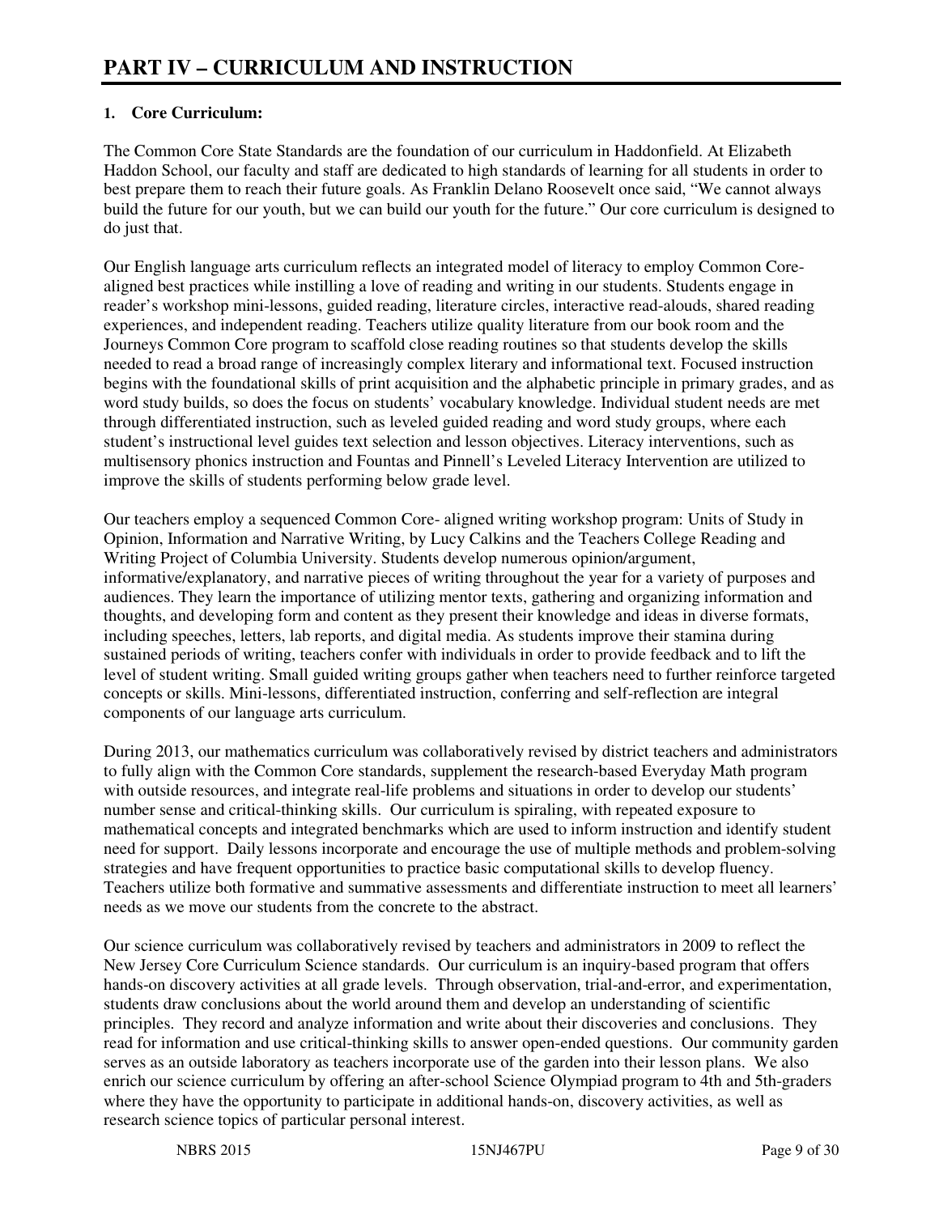# PART IV – CURRICULUM AND INSTRUCTION

**1. Core Curriculum:**

The Common Core State Standards are the foundation of our curriculum in Haddonfield. At Elizabeth Haddon School, our faculty and staff are dedicated to high standards of learning for all students in order to best prepare them to reach their future goals. As Franklin Delano Roosevelt once said, "We cannot always build the future for our youth, but we can build our youth for the future." Our core curriculum is designed to do just that.

Our English language arts curriculum reflects an integrated model of literacy to employ Common Core-aligned best practices while instilling a love of reading and writing in our students. Students engage in reader's workshop mini-lessons, guided reading, literature circles, interactive read-alouds, shared reading experiences, and independent reading. Teachers utilize quality literature from our book room and the Journeys Common Core program to scaffold close reading routines so that students develop the skills needed to read a broad range of increasingly complex literary and informational text. Focused instruction begins with the foundational skills of print acquisition and the alphabetic principle in primary grades, and as word study builds, so does the focus on students' vocabulary knowledge. Individual student needs are met through differentiated instruction, such as leveled guided reading and word study groups, where each student's instructional level guides text selection and lesson objectives. Literacy interventions, such as multisensory phonics instruction and Fountas and Pinnell's Leveled Literacy Intervention are utilized to improve the skills of students performing below grade level.

Our teachers employ a sequenced Common Core- aligned writing workshop program: Units of Study in Opinion, Information and Narrative Writing, by Lucy Calkins and the Teachers College Reading and Writing Project of Columbia University. Students develop numerous opinion/argument, informative/explanatory, and narrative pieces of writing throughout the year for a variety of purposes and audiences. They learn the importance of utilizing mentor texts, gathering and organizing information and thoughts, and developing form and content as they present their knowledge and ideas in diverse formats, including speeches, letters, lab reports, and digital media. As students improve their stamina during sustained periods of writing, teachers confer with individuals in order to provide feedback and to lift the level of student writing. Small guided writing groups gather when teachers need to further reinforce targeted concepts or skills. Mini-lessons, differentiated instruction, conferring and self-reflection are integral components of our language arts curriculum.

During 2013, our mathematics curriculum was collaboratively revised by district teachers and administrators to fully align with the Common Core standards, supplement the research-based Everyday Math program with outside resources, and integrate real-life problems and situations in order to develop our students' number sense and critical-thinking skills. Our curriculum is spiraling, with repeated exposure to mathematical concepts and integrated benchmarks which are used to inform instruction and identify student need for support. Daily lessons incorporate and encourage the use of multiple methods and problem-solving strategies and have frequent opportunities to practice basic computational skills to develop fluency. Teachers utilize both formative and summative assessments and differentiate instruction to meet all learners' needs as we move our students from the concrete to the abstract.

Our science curriculum was collaboratively revised by teachers and administrators in 2009 to reflect the New Jersey Core Curriculum Science standards. Our curriculum is an inquiry-based program that offers hands-on discovery activities at all grade levels. Through observation, trial-and-error, and experimentation, students draw conclusions about the world around them and develop an understanding of scientific principles. They record and analyze information and write about their discoveries and conclusions. They read for information and use critical-thinking skills to answer open-ended questions. Our community garden serves as an outside laboratory as teachers incorporate use of the garden into their lesson plans. We also enrich our science curriculum by offering an after-school Science Olympiad program to 4th and 5th-graders where they have the opportunity to participate in additional hands-on, discovery activities, as well as research science topics of particular personal interest.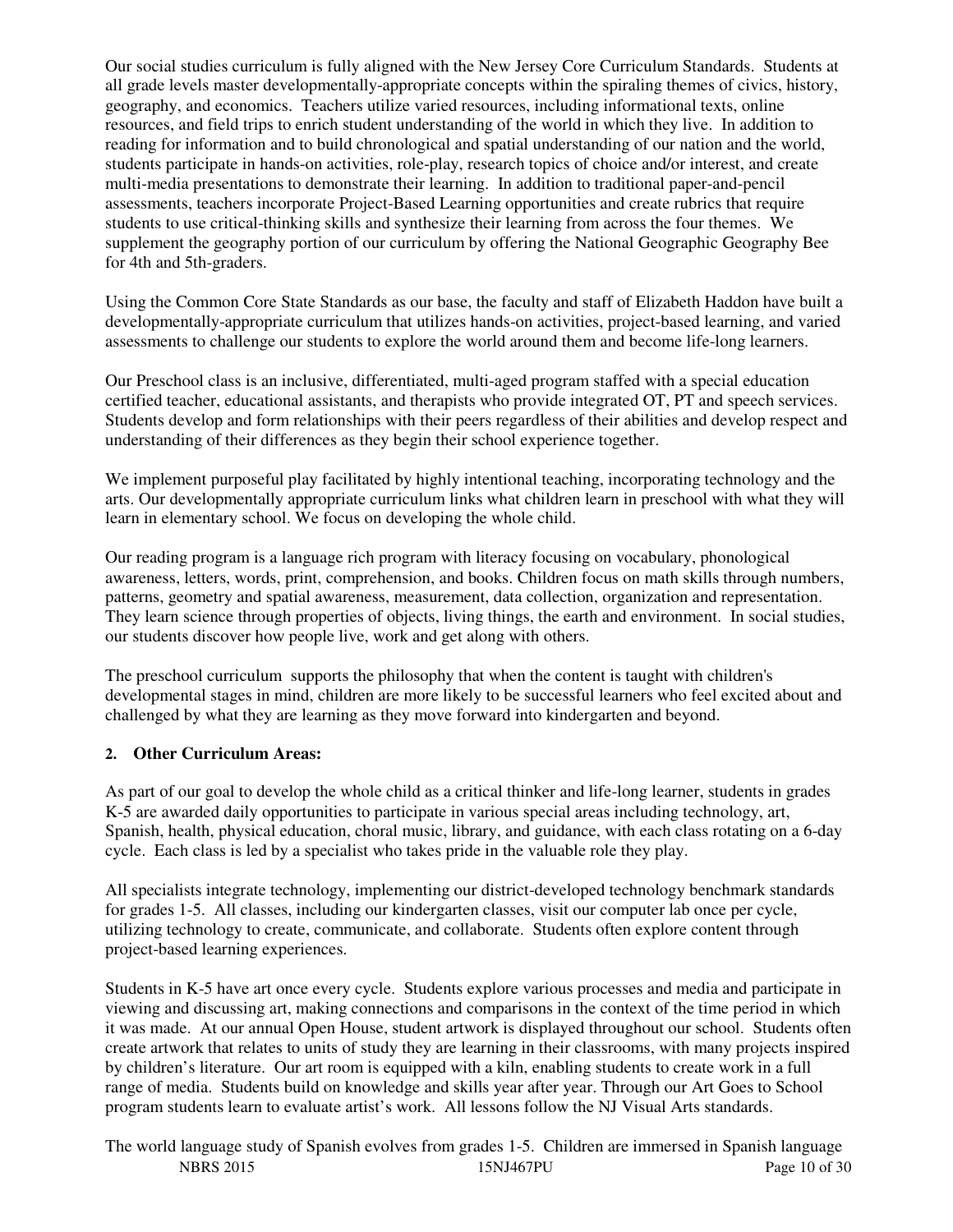Our social studies curriculum is fully aligned with the New Jersey Core Curriculum Standards. Students at all grade levels master developmentally-appropriate concepts within the spiraling themes of civics, history, geography, and economics. Teachers utilize varied resources, including informational texts, online resources, and field trips to enrich student understanding of the world in which they live. In addition to reading for information and to build chronological and spatial understanding of our nation and the world, students participate in hands-on activities, role-play, research topics of choice and/or interest, and create multi-media presentations to demonstrate their learning. In addition to traditional paper-and-pencil assessments, teachers incorporate Project-Based Learning opportunities and create rubrics that require students to use critical-thinking skills and synthesize their learning from across the four themes. We supplement the geography portion of our curriculum by offering the National Geographic Geography Bee for 4th and 5th-graders.

Using the Common Core State Standards as our base, the faculty and staff of Elizabeth Haddon have built a developmentally-appropriate curriculum that utilizes hands-on activities, project-based learning, and varied assessments to challenge our students to explore the world around them and become life-long learners.

Our Preschool class is an inclusive, differentiated, multi-aged program staffed with a special education certified teacher, educational assistants, and therapists who provide integrated OT, PT and speech services. Students develop and form relationships with their peers regardless of their abilities and develop respect and understanding of their differences as they begin their school experience together.

We implement purposeful play facilitated by highly intentional teaching, incorporating technology and the arts. Our developmentally appropriate curriculum links what children learn in preschool with what they will learn in elementary school. We focus on developing the whole child.

Our reading program is a language rich program with literacy focusing on vocabulary, phonological awareness, letters, words, print, comprehension, and books. Children focus on math skills through numbers, patterns, geometry and spatial awareness, measurement, data collection, organization and representation. They learn science through properties of objects, living things, the earth and environment. In social studies, our students discover how people live, work and get along with others.

The preschool curriculum supports the philosophy that when the content is taught with children's developmental stages in mind, children are more likely to be successful learners who feel excited about and challenged by what they are learning as they move forward into kindergarten and beyond.

**2. Other Curriculum Areas:**

As part of our goal to develop the whole child as a critical thinker and life-long learner, students in grades K-5 are awarded daily opportunities to participate in various special areas including technology, art, Spanish, health, physical education, choral music, library, and guidance, with each class rotating on a 6-day cycle. Each class is led by a specialist who takes pride in the valuable role they play.

All specialists integrate technology, implementing our district-developed technology benchmark standards for grades 1-5. All classes, including our kindergarten classes, visit our computer lab once per cycle, utilizing technology to create, communicate, and collaborate. Students often explore content through project-based learning experiences.

Students in K-5 have art once every cycle. Students explore various processes and media and participate in viewing and discussing art, making connections and comparisons in the context of the time period in which it was made. At our annual Open House, student artwork is displayed throughout our school. Students often create artwork that relates to units of study they are learning in their classrooms, with many projects inspired by children's literature. Our art room is equipped with a kiln, enabling students to create work in a full range of media. Students build on knowledge and skills year after year. Through our Art Goes to School program students learn to evaluate artist's work. All lessons follow the NJ Visual Arts standards.

The world language study of Spanish evolves from grades 1-5. Children are immersed in Spanish language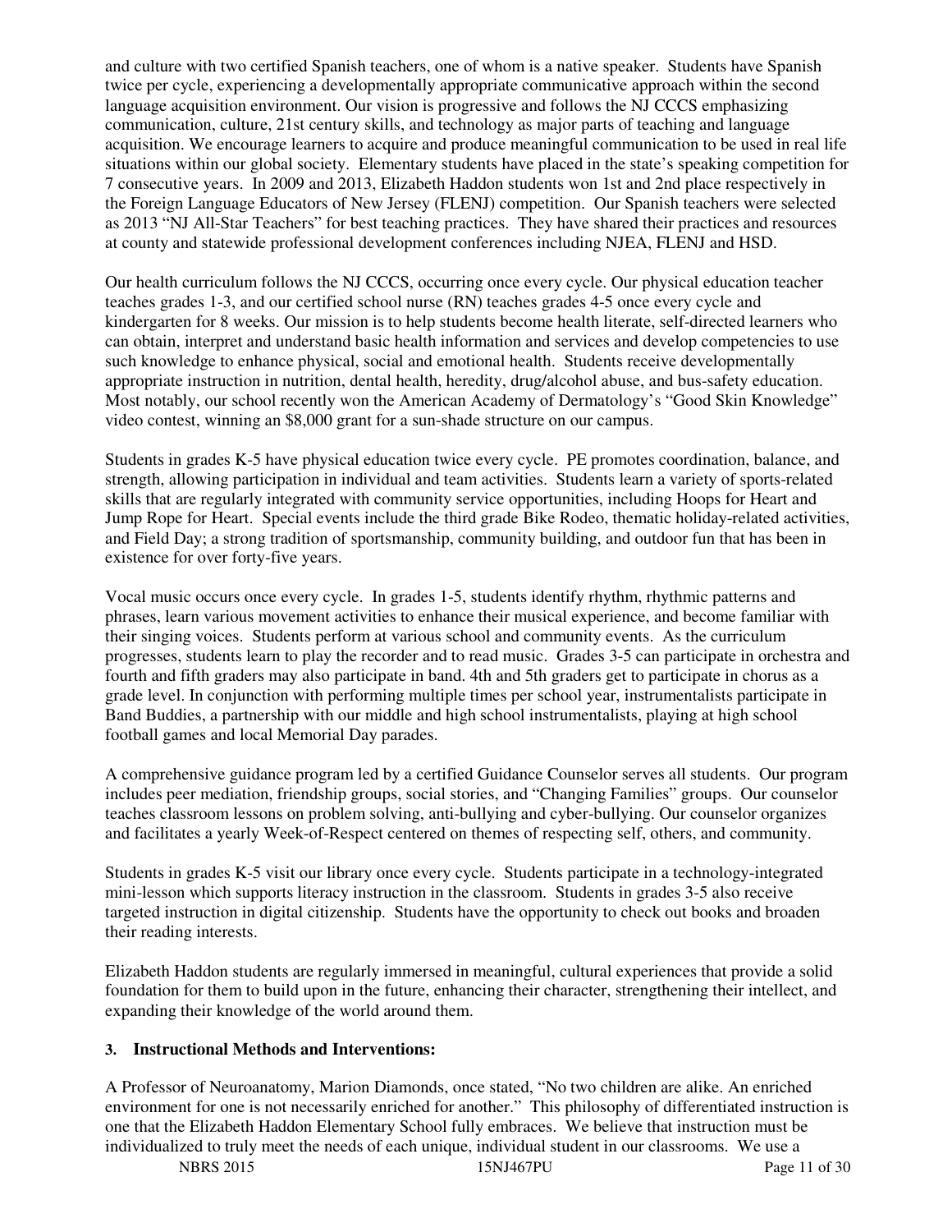and culture with two certified Spanish teachers, one of whom is a native speaker. Students have Spanish twice per cycle, experiencing a developmentally appropriate communicative approach within the second language acquisition environment. Our vision is progressive and follows the NJ CCCS emphasizing communication, culture, 21st century skills, and technology as major parts of teaching and language acquisition. We encourage learners to acquire and produce meaningful communication to be used in real life situations within our global society. Elementary students have placed in the state's speaking competition for 7 consecutive years. In 2009 and 2013, Elizabeth Haddon students won 1st and 2nd place respectively in the Foreign Language Educators of New Jersey (FLENJ) competition. Our Spanish teachers were selected as 2013 "NJ All-Star Teachers" for best teaching practices. They have shared their practices and resources at county and statewide professional development conferences including NJEA, FLENJ and HSD.

Our health curriculum follows the NJ CCCS, occurring once every cycle. Our physical education teacher teaches grades 1-3, and our certified school nurse (RN) teaches grades 4-5 once every cycle and kindergarten for 8 weeks. Our mission is to help students become health literate, self-directed learners who can obtain, interpret and understand basic health information and services and develop competencies to use such knowledge to enhance physical, social and emotional health. Students receive developmentally appropriate instruction in nutrition, dental health, heredity, drug/alcohol abuse, and bus-safety education. Most notably, our school recently won the American Academy of Dermatology's "Good Skin Knowledge" video contest, winning an $8,000 grant for a sun-shade structure on our campus.

Students in grades K-5 have physical education twice every cycle. PE promotes coordination, balance, and strength, allowing participation in individual and team activities. Students learn a variety of sports-related skills that are regularly integrated with community service opportunities, including Hoops for Heart and Jump Rope for Heart. Special events include the third grade Bike Rodeo, thematic holiday-related activities, and Field Day; a strong tradition of sportsmanship, community building, and outdoor fun that has been in existence for over forty-five years.

Vocal music occurs once every cycle. In grades 1-5, students identify rhythm, rhythmic patterns and phrases, learn various movement activities to enhance their musical experience, and become familiar with their singing voices. Students perform at various school and community events. As the curriculum progresses, students learn to play the recorder and to read music. Grades 3-5 can participate in orchestra and fourth and fifth graders may also participate in band. 4th and 5th graders get to participate in chorus as a grade level. In conjunction with performing multiple times per school year, instrumentalists participate in Band Buddies, a partnership with our middle and high school instrumentalists, playing at high school football games and local Memorial Day parades.

A comprehensive guidance program led by a certified Guidance Counselor serves all students. Our program includes peer mediation, friendship groups, social stories, and "Changing Families" groups. Our counselor teaches classroom lessons on problem solving, anti-bullying and cyber-bullying. Our counselor organizes and facilitates a yearly Week-of-Respect centered on themes of respecting self, others, and community.

Students in grades K-5 visit our library once every cycle. Students participate in a technology-integrated mini-lesson which supports literacy instruction in the classroom. Students in grades 3-5 also receive targeted instruction in digital citizenship. Students have the opportunity to check out books and broaden their reading interests.

Elizabeth Haddon students are regularly immersed in meaningful, cultural experiences that provide a solid foundation for them to build upon in the future, enhancing their character, strengthening their intellect, and expanding their knowledge of the world around them.

**3. Instructional Methods and Interventions:**

A Professor of Neuroanatomy, Marion Diamonds, once stated, "No two children are alike. An enriched environment for one is not necessarily enriched for another." This philosophy of differentiated instruction is one that the Elizabeth Haddon Elementary School fully embraces. We believe that instruction must be individualized to truly meet the needs of each unique, individual student in our classrooms. We use a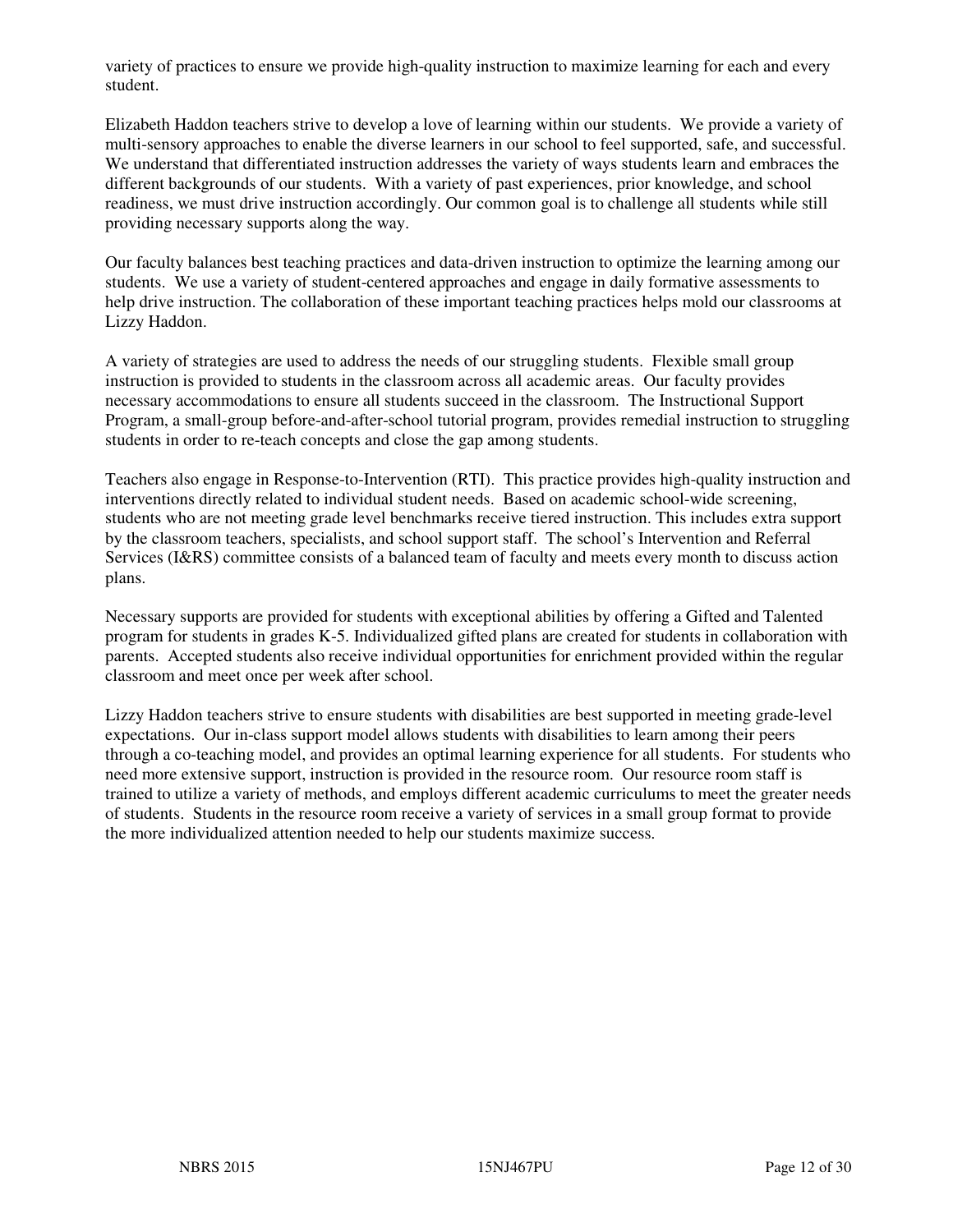variety of practices to ensure we provide high-quality instruction to maximize learning for each and every student.

Elizabeth Haddon teachers strive to develop a love of learning within our students. We provide a variety of multi-sensory approaches to enable the diverse learners in our school to feel supported, safe, and successful. We understand that differentiated instruction addresses the variety of ways students learn and embraces the different backgrounds of our students. With a variety of past experiences, prior knowledge, and school readiness, we must drive instruction accordingly. Our common goal is to challenge all students while still providing necessary supports along the way.

Our faculty balances best teaching practices and data-driven instruction to optimize the learning among our students. We use a variety of student-centered approaches and engage in daily formative assessments to help drive instruction. The collaboration of these important teaching practices helps mold our classrooms at Lizzy Haddon.

A variety of strategies are used to address the needs of our struggling students. Flexible small group instruction is provided to students in the classroom across all academic areas. Our faculty provides necessary accommodations to ensure all students succeed in the classroom. The Instructional Support Program, a small-group before-and-after-school tutorial program, provides remedial instruction to struggling students in order to re-teach concepts and close the gap among students.

Teachers also engage in Response-to-Intervention (RTI). This practice provides high-quality instruction and interventions directly related to individual student needs. Based on academic school-wide screening, students who are not meeting grade level benchmarks receive tiered instruction. This includes extra support by the classroom teachers, specialists, and school support staff. The school's Intervention and Referral Services (I&RS) committee consists of a balanced team of faculty and meets every month to discuss action plans.

Necessary supports are provided for students with exceptional abilities by offering a Gifted and Talented program for students in grades K-5. Individualized gifted plans are created for students in collaboration with parents. Accepted students also receive individual opportunities for enrichment provided within the regular classroom and meet once per week after school.

Lizzy Haddon teachers strive to ensure students with disabilities are best supported in meeting grade-level expectations. Our in-class support model allows students with disabilities to learn among their peers through a co-teaching model, and provides an optimal learning experience for all students. For students who need more extensive support, instruction is provided in the resource room. Our resource room staff is trained to utilize a variety of methods, and employs different academic curriculums to meet the greater needs of students. Students in the resource room receive a variety of services in a small group format to provide the more individualized attention needed to help our students maximize success.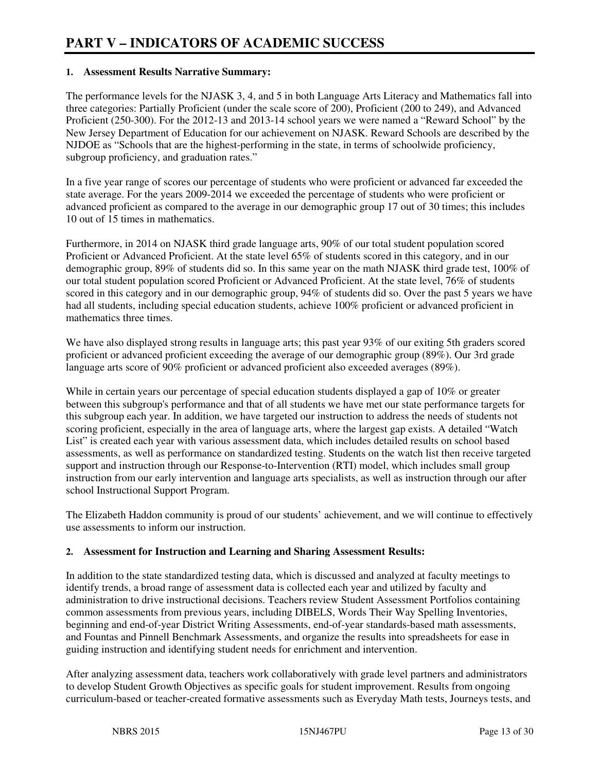# PART V – INDICATORS OF ACADEMIC SUCCESS

**1. Assessment Results Narrative Summary:**

The performance levels for the NJASK 3, 4, and 5 in both Language Arts Literacy and Mathematics fall into three categories: Partially Proficient (under the scale score of 200), Proficient (200 to 249), and Advanced Proficient (250-300). For the 2012-13 and 2013-14 school years we were named a "Reward School" by the New Jersey Department of Education for our achievement on NJASK. Reward Schools are described by the NJDOE as "Schools that are the highest-performing in the state, in terms of schoolwide proficiency, subgroup proficiency, and graduation rates."

In a five year range of scores our percentage of students who were proficient or advanced far exceeded the state average. For the years 2009-2014 we exceeded the percentage of students who were proficient or advanced proficient as compared to the average in our demographic group 17 out of 30 times; this includes 10 out of 15 times in mathematics.

Furthermore, in 2014 on NJASK third grade language arts, 90% of our total student population scored Proficient or Advanced Proficient. At the state level 65% of students scored in this category, and in our demographic group, 89% of students did so. In this same year on the math NJASK third grade test, 100% of our total student population scored Proficient or Advanced Proficient. At the state level, 76% of students scored in this category and in our demographic group, 94% of students did so. Over the past 5 years we have had all students, including special education students, achieve 100% proficient or advanced proficient in mathematics three times.

We have also displayed strong results in language arts; this past year 93% of our exiting 5th graders scored proficient or advanced proficient exceeding the average of our demographic group (89%). Our 3rd grade language arts score of 90% proficient or advanced proficient also exceeded averages (89%).

While in certain years our percentage of special education students displayed a gap of 10% or greater between this subgroup's performance and that of all students we have met our state performance targets for this subgroup each year. In addition, we have targeted our instruction to address the needs of students not scoring proficient, especially in the area of language arts, where the largest gap exists. A detailed "Watch List" is created each year with various assessment data, which includes detailed results on school based assessments, as well as performance on standardized testing. Students on the watch list then receive targeted support and instruction through our Response-to-Intervention (RTI) model, which includes small group instruction from our early intervention and language arts specialists, as well as instruction through our after school Instructional Support Program.

The Elizabeth Haddon community is proud of our students' achievement, and we will continue to effectively use assessments to inform our instruction.

**2. Assessment for Instruction and Learning and Sharing Assessment Results:**

In addition to the state standardized testing data, which is discussed and analyzed at faculty meetings to identify trends, a broad range of assessment data is collected each year and utilized by faculty and administration to drive instructional decisions. Teachers review Student Assessment Portfolios containing common assessments from previous years, including DIBELS, Words Their Way Spelling Inventories, beginning and end-of-year District Writing Assessments, end-of-year standards-based math assessments, and Fountas and Pinnell Benchmark Assessments, and organize the results into spreadsheets for ease in guiding instruction and identifying student needs for enrichment and intervention.

After analyzing assessment data, teachers work collaboratively with grade level partners and administrators to develop Student Growth Objectives as specific goals for student improvement. Results from ongoing curriculum-based or teacher-created formative assessments such as Everyday Math tests, Journeys tests, and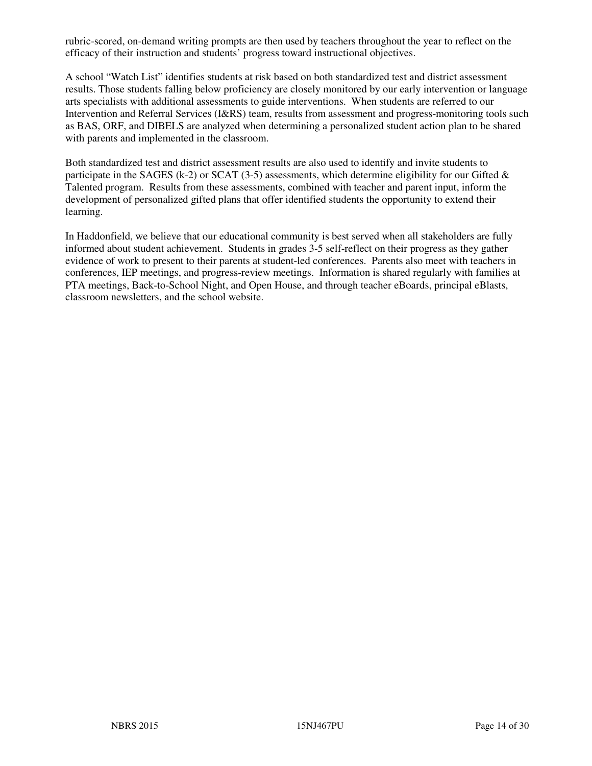rubric-scored, on-demand writing prompts are then used by teachers throughout the year to reflect on the efficacy of their instruction and students' progress toward instructional objectives.

A school "Watch List" identifies students at risk based on both standardized test and district assessment results. Those students falling below proficiency are closely monitored by our early intervention or language arts specialists with additional assessments to guide interventions. When students are referred to our Intervention and Referral Services (I&RS) team, results from assessment and progress-monitoring tools such as BAS, ORF, and DIBELS are analyzed when determining a personalized student action plan to be shared with parents and implemented in the classroom.

Both standardized test and district assessment results are also used to identify and invite students to participate in the SAGES (k-2) or SCAT (3-5) assessments, which determine eligibility for our Gifted & Talented program. Results from these assessments, combined with teacher and parent input, inform the development of personalized gifted plans that offer identified students the opportunity to extend their learning.

In Haddonfield, we believe that our educational community is best served when all stakeholders are fully informed about student achievement. Students in grades 3-5 self-reflect on their progress as they gather evidence of work to present to their parents at student-led conferences. Parents also meet with teachers in conferences, IEP meetings, and progress-review meetings. Information is shared regularly with families at PTA meetings, Back-to-School Night, and Open House, and through teacher eBoards, principal eBlasts, classroom newsletters, and the school website.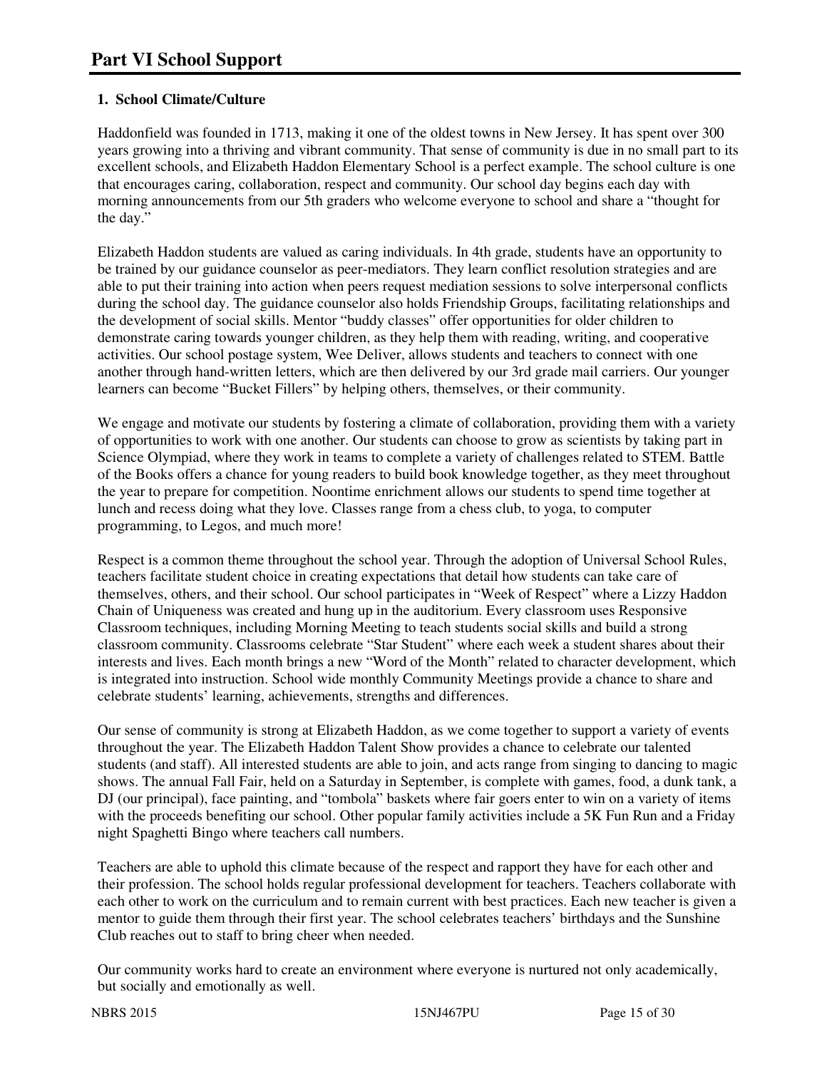# Part VI School Support

**1. School Climate/Culture**

Haddonfield was founded in 1713, making it one of the oldest towns in New Jersey. It has spent over 300 years growing into a thriving and vibrant community. That sense of community is due in no small part to its excellent schools, and Elizabeth Haddon Elementary School is a perfect example. The school culture is one that encourages caring, collaboration, respect and community. Our school day begins each day with morning announcements from our 5th graders who welcome everyone to school and share a "thought for the day."

Elizabeth Haddon students are valued as caring individuals. In 4th grade, students have an opportunity to be trained by our guidance counselor as peer-mediators. They learn conflict resolution strategies and are able to put their training into action when peers request mediation sessions to solve interpersonal conflicts during the school day. The guidance counselor also holds Friendship Groups, facilitating relationships and the development of social skills. Mentor "buddy classes" offer opportunities for older children to demonstrate caring towards younger children, as they help them with reading, writing, and cooperative activities. Our school postage system, Wee Deliver, allows students and teachers to connect with one another through hand-written letters, which are then delivered by our 3rd grade mail carriers. Our younger learners can become "Bucket Fillers" by helping others, themselves, or their community.

We engage and motivate our students by fostering a climate of collaboration, providing them with a variety of opportunities to work with one another. Our students can choose to grow as scientists by taking part in Science Olympiad, where they work in teams to complete a variety of challenges related to STEM. Battle of the Books offers a chance for young readers to build book knowledge together, as they meet throughout the year to prepare for competition. Noontime enrichment allows our students to spend time together at lunch and recess doing what they love. Classes range from a chess club, to yoga, to computer programming, to Legos, and much more!

Respect is a common theme throughout the school year. Through the adoption of Universal School Rules, teachers facilitate student choice in creating expectations that detail how students can take care of themselves, others, and their school. Our school participates in "Week of Respect" where a Lizzy Haddon Chain of Uniqueness was created and hung up in the auditorium. Every classroom uses Responsive Classroom techniques, including Morning Meeting to teach students social skills and build a strong classroom community. Classrooms celebrate "Star Student" where each week a student shares about their interests and lives. Each month brings a new "Word of the Month" related to character development, which is integrated into instruction. School wide monthly Community Meetings provide a chance to share and celebrate students' learning, achievements, strengths and differences.

Our sense of community is strong at Elizabeth Haddon, as we come together to support a variety of events throughout the year. The Elizabeth Haddon Talent Show provides a chance to celebrate our talented students (and staff). All interested students are able to join, and acts range from singing to dancing to magic shows. The annual Fall Fair, held on a Saturday in September, is complete with games, food, a dunk tank, a DJ (our principal), face painting, and "tombola" baskets where fair goers enter to win on a variety of items with the proceeds benefiting our school. Other popular family activities include a 5K Fun Run and a Friday night Spaghetti Bingo where teachers call numbers.

Teachers are able to uphold this climate because of the respect and rapport they have for each other and their profession. The school holds regular professional development for teachers. Teachers collaborate with each other to work on the curriculum and to remain current with best practices. Each new teacher is given a mentor to guide them through their first year. The school celebrates teachers' birthdays and the Sunshine Club reaches out to staff to bring cheer when needed.

Our community works hard to create an environment where everyone is nurtured not only academically, but socially and emotionally as well.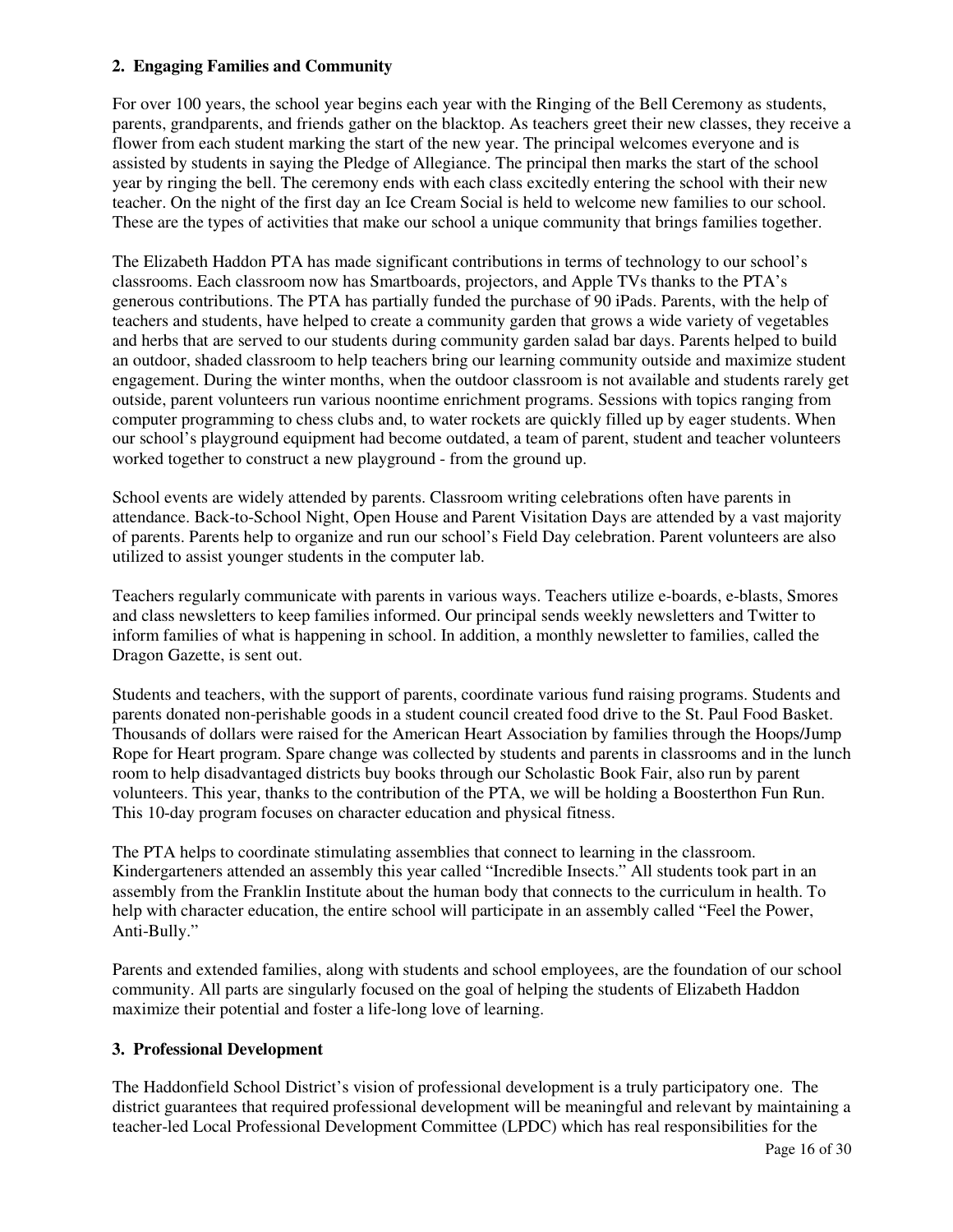### 2. Engaging Families and Community

For over 100 years, the school year begins each year with the Ringing of the Bell Ceremony as students, parents, grandparents, and friends gather on the blacktop. As teachers greet their new classes, they receive a flower from each student marking the start of the new year. The principal welcomes everyone and is assisted by students in saying the Pledge of Allegiance. The principal then marks the start of the school year by ringing the bell. The ceremony ends with each class excitedly entering the school with their new teacher. On the night of the first day an Ice Cream Social is held to welcome new families to our school. These are the types of activities that make our school a unique community that brings families together.

The Elizabeth Haddon PTA has made significant contributions in terms of technology to our school's classrooms. Each classroom now has Smartboards, projectors, and Apple TVs thanks to the PTA's generous contributions. The PTA has partially funded the purchase of 90 iPads. Parents, with the help of teachers and students, have helped to create a community garden that grows a wide variety of vegetables and herbs that are served to our students during community garden salad bar days. Parents helped to build an outdoor, shaded classroom to help teachers bring our learning community outside and maximize student engagement. During the winter months, when the outdoor classroom is not available and students rarely get outside, parent volunteers run various noontime enrichment programs. Sessions with topics ranging from computer programming to chess clubs and, to water rockets are quickly filled up by eager students. When our school's playground equipment had become outdated, a team of parent, student and teacher volunteers worked together to construct a new playground - from the ground up.

School events are widely attended by parents. Classroom writing celebrations often have parents in attendance. Back-to-School Night, Open House and Parent Visitation Days are attended by a vast majority of parents. Parents help to organize and run our school's Field Day celebration. Parent volunteers are also utilized to assist younger students in the computer lab.

Teachers regularly communicate with parents in various ways. Teachers utilize e-boards, e-blasts, Smores and class newsletters to keep families informed. Our principal sends weekly newsletters and Twitter to inform families of what is happening in school. In addition, a monthly newsletter to families, called the Dragon Gazette, is sent out.

Students and teachers, with the support of parents, coordinate various fund raising programs. Students and parents donated non-perishable goods in a student council created food drive to the St. Paul Food Basket. Thousands of dollars were raised for the American Heart Association by families through the Hoops/Jump Rope for Heart program. Spare change was collected by students and parents in classrooms and in the lunch room to help disadvantaged districts buy books through our Scholastic Book Fair, also run by parent volunteers. This year, thanks to the contribution of the PTA, we will be holding a Boosterthon Fun Run. This 10-day program focuses on character education and physical fitness.

The PTA helps to coordinate stimulating assemblies that connect to learning in the classroom. Kindergarteners attended an assembly this year called "Incredible Insects." All students took part in an assembly from the Franklin Institute about the human body that connects to the curriculum in health. To help with character education, the entire school will participate in an assembly called "Feel the Power, Anti-Bully."

Parents and extended families, along with students and school employees, are the foundation of our school community. All parts are singularly focused on the goal of helping the students of Elizabeth Haddon maximize their potential and foster a life-long love of learning.

### 3. Professional Development

The Haddonfield School District's vision of professional development is a truly participatory one. The district guarantees that required professional development will be meaningful and relevant by maintaining a teacher-led Local Professional Development Committee (LPDC) which has real responsibilities for the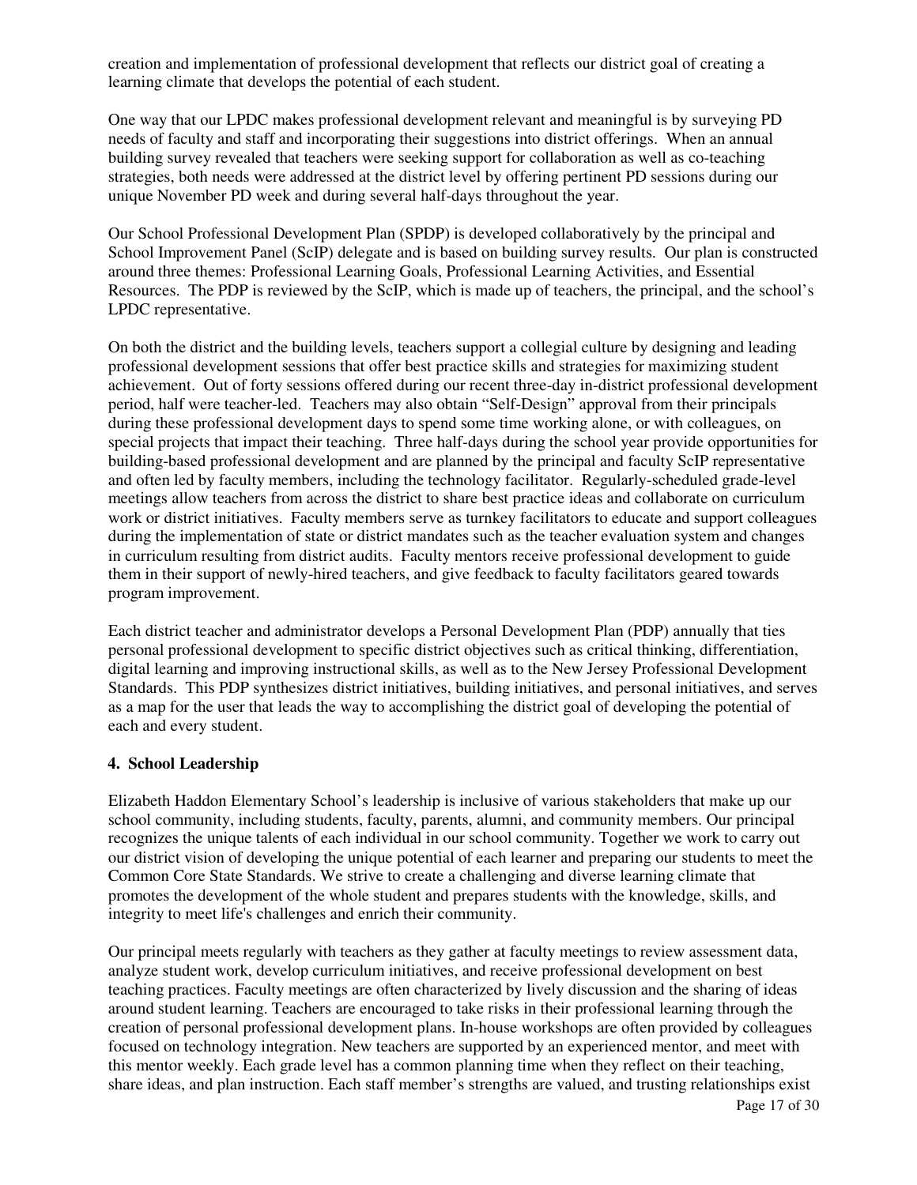creation and implementation of professional development that reflects our district goal of creating a learning climate that develops the potential of each student.

One way that our LPDC makes professional development relevant and meaningful is by surveying PD needs of faculty and staff and incorporating their suggestions into district offerings. When an annual building survey revealed that teachers were seeking support for collaboration as well as co-teaching strategies, both needs were addressed at the district level by offering pertinent PD sessions during our unique November PD week and during several half-days throughout the year.

Our School Professional Development Plan (SPDP) is developed collaboratively by the principal and School Improvement Panel (ScIP) delegate and is based on building survey results. Our plan is constructed around three themes: Professional Learning Goals, Professional Learning Activities, and Essential Resources. The PDP is reviewed by the ScIP, which is made up of teachers, the principal, and the school's LPDC representative.

On both the district and the building levels, teachers support a collegial culture by designing and leading professional development sessions that offer best practice skills and strategies for maximizing student achievement. Out of forty sessions offered during our recent three-day in-district professional development period, half were teacher-led. Teachers may also obtain "Self-Design" approval from their principals during these professional development days to spend some time working alone, or with colleagues, on special projects that impact their teaching. Three half-days during the school year provide opportunities for building-based professional development and are planned by the principal and faculty ScIP representative and often led by faculty members, including the technology facilitator. Regularly-scheduled grade-level meetings allow teachers from across the district to share best practice ideas and collaborate on curriculum work or district initiatives. Faculty members serve as turnkey facilitators to educate and support colleagues during the implementation of state or district mandates such as the teacher evaluation system and changes in curriculum resulting from district audits. Faculty mentors receive professional development to guide them in their support of newly-hired teachers, and give feedback to faculty facilitators geared towards program improvement.

Each district teacher and administrator develops a Personal Development Plan (PDP) annually that ties personal professional development to specific district objectives such as critical thinking, differentiation, digital learning and improving instructional skills, as well as to the New Jersey Professional Development Standards. This PDP synthesizes district initiatives, building initiatives, and personal initiatives, and serves as a map for the user that leads the way to accomplishing the district goal of developing the potential of each and every student.

### 4. School Leadership

Elizabeth Haddon Elementary School's leadership is inclusive of various stakeholders that make up our school community, including students, faculty, parents, alumni, and community members. Our principal recognizes the unique talents of each individual in our school community. Together we work to carry out our district vision of developing the unique potential of each learner and preparing our students to meet the Common Core State Standards. We strive to create a challenging and diverse learning climate that promotes the development of the whole student and prepares students with the knowledge, skills, and integrity to meet life's challenges and enrich their community.

Our principal meets regularly with teachers as they gather at faculty meetings to review assessment data, analyze student work, develop curriculum initiatives, and receive professional development on best teaching practices. Faculty meetings are often characterized by lively discussion and the sharing of ideas around student learning. Teachers are encouraged to take risks in their professional learning through the creation of personal professional development plans. In-house workshops are often provided by colleagues focused on technology integration. New teachers are supported by an experienced mentor, and meet with this mentor weekly. Each grade level has a common planning time when they reflect on their teaching, share ideas, and plan instruction. Each staff member's strengths are valued, and trusting relationships exist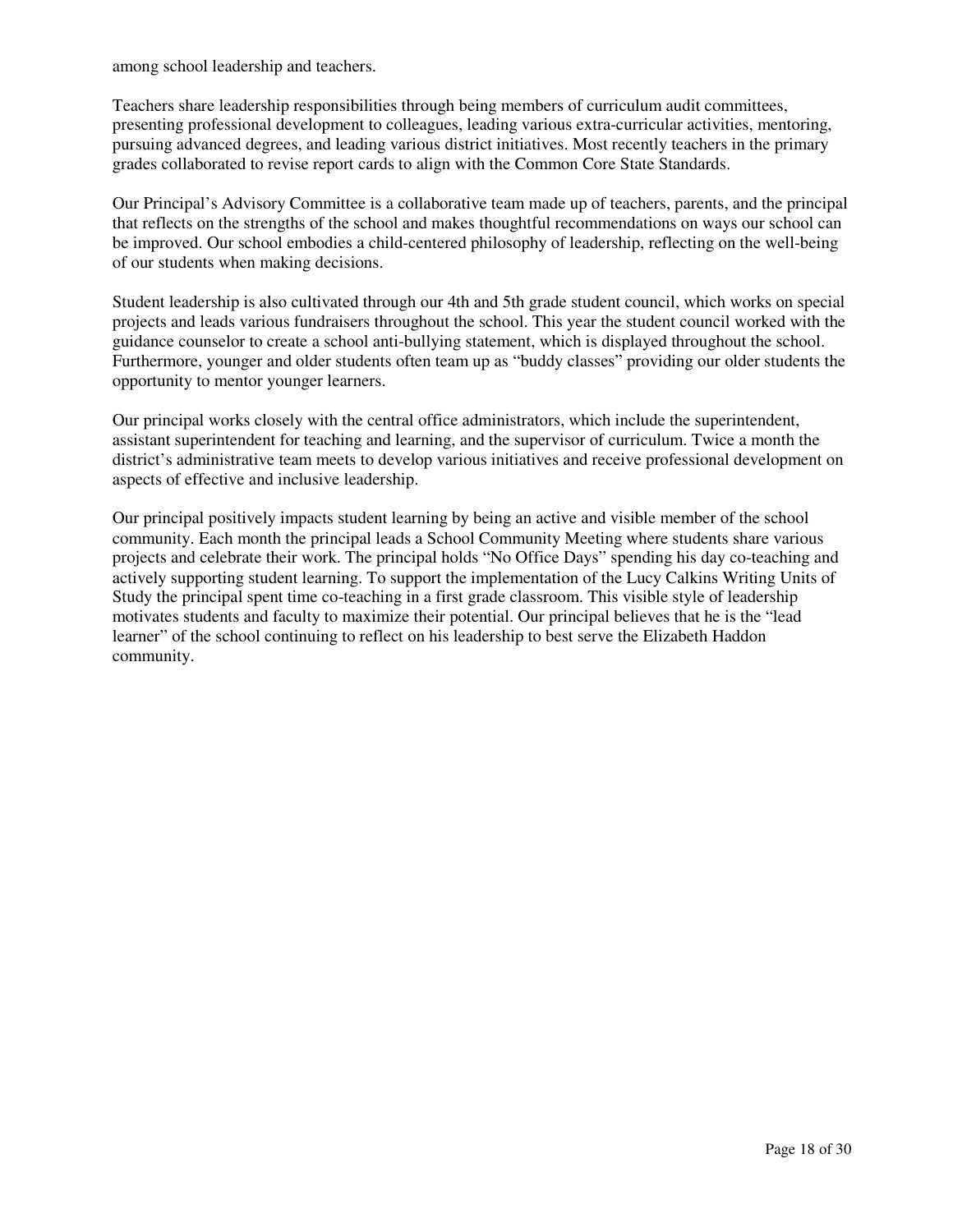among school leadership and teachers.

Teachers share leadership responsibilities through being members of curriculum audit committees, presenting professional development to colleagues, leading various extra-curricular activities, mentoring, pursuing advanced degrees, and leading various district initiatives. Most recently teachers in the primary grades collaborated to revise report cards to align with the Common Core State Standards.

Our Principal's Advisory Committee is a collaborative team made up of teachers, parents, and the principal that reflects on the strengths of the school and makes thoughtful recommendations on ways our school can be improved. Our school embodies a child-centered philosophy of leadership, reflecting on the well-being of our students when making decisions.

Student leadership is also cultivated through our 4th and 5th grade student council, which works on special projects and leads various fundraisers throughout the school. This year the student council worked with the guidance counselor to create a school anti-bullying statement, which is displayed throughout the school. Furthermore, younger and older students often team up as "buddy classes" providing our older students the opportunity to mentor younger learners.

Our principal works closely with the central office administrators, which include the superintendent, assistant superintendent for teaching and learning, and the supervisor of curriculum. Twice a month the district's administrative team meets to develop various initiatives and receive professional development on aspects of effective and inclusive leadership.

Our principal positively impacts student learning by being an active and visible member of the school community. Each month the principal leads a School Community Meeting where students share various projects and celebrate their work. The principal holds "No Office Days" spending his day co-teaching and actively supporting student learning. To support the implementation of the Lucy Calkins Writing Units of Study the principal spent time co-teaching in a first grade classroom. This visible style of leadership motivates students and faculty to maximize their potential. Our principal believes that he is the "lead learner" of the school continuing to reflect on his leadership to best serve the Elizabeth Haddon community.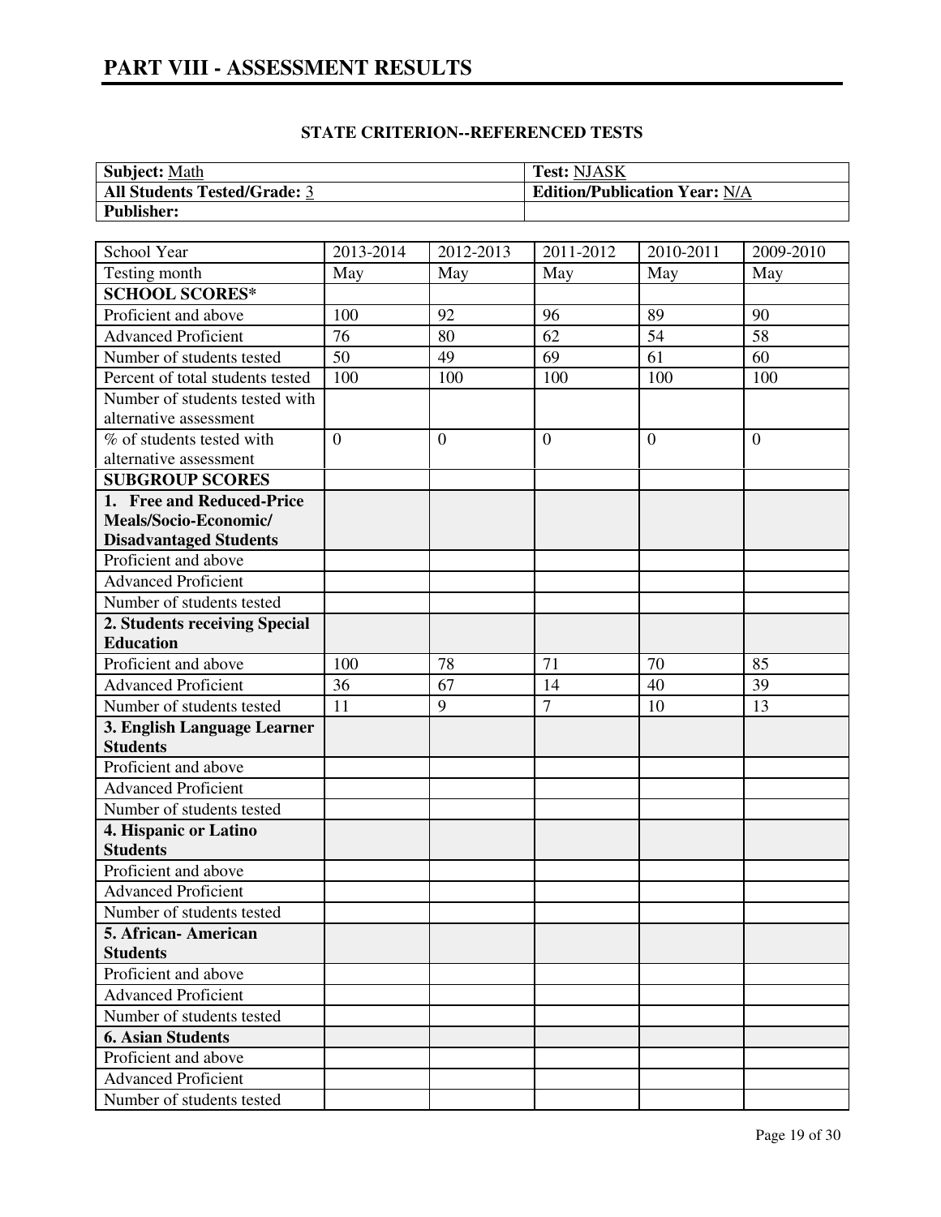# PART VIII - ASSESSMENT RESULTS

**STATE CRITERION--REFERENCED TESTS**

| **Subject:** Math | **Test:** NJASK |
|---|---|
| **All Students Tested/Grade:** 3 | **Edition/Publication Year:** N/A |
| **Publisher:** | |

| School Year | 2013-2014 | 2012-2013 | 2011-2012 | 2010-2011 | 2009-2010 |
|---|---|---|---|---|---|
| Testing month | May | May | May | May | May |
| **SCHOOL SCORES*** | | | | | |
| Proficient and above | 100 | 92 | 96 | 89 | 90 |
| Advanced Proficient | 76 | 80 | 62 | 54 | 58 |
| Number of students tested | 50 | 49 | 69 | 61 | 60 |
| Percent of total students tested | 100 | 100 | 100 | 100 | 100 |
| Number of students tested with alternative assessment | | | | | |
| % of students tested with alternative assessment | 0 | 0 | 0 | 0 | 0 |
| **SUBGROUP SCORES** | | | | | |
| **1. Free and Reduced-Price Meals/Socio-Economic/ Disadvantaged Students** | | | | | |
| Proficient and above | | | | | |
| Advanced Proficient | | | | | |
| Number of students tested | | | | | |
| **2. Students receiving Special Education** | | | | | |
| Proficient and above | 100 | 78 | 71 | 70 | 85 |
| Advanced Proficient | 36 | 67 | 14 | 40 | 39 |
| Number of students tested | 11 | 9 | 7 | 10 | 13 |
| **3. English Language Learner Students** | | | | | |
| Proficient and above | | | | | |
| Advanced Proficient | | | | | |
| Number of students tested | | | | | |
| **4. Hispanic or Latino Students** | | | | | |
| Proficient and above | | | | | |
| Advanced Proficient | | | | | |
| Number of students tested | | | | | |
| **5. African- American Students** | | | | | |
| Proficient and above | | | | | |
| Advanced Proficient | | | | | |
| Number of students tested | | | | | |
| **6. Asian Students** | | | | | |
| Proficient and above | | | | | |
| Advanced Proficient | | | | | |
| Number of students tested | | | | | |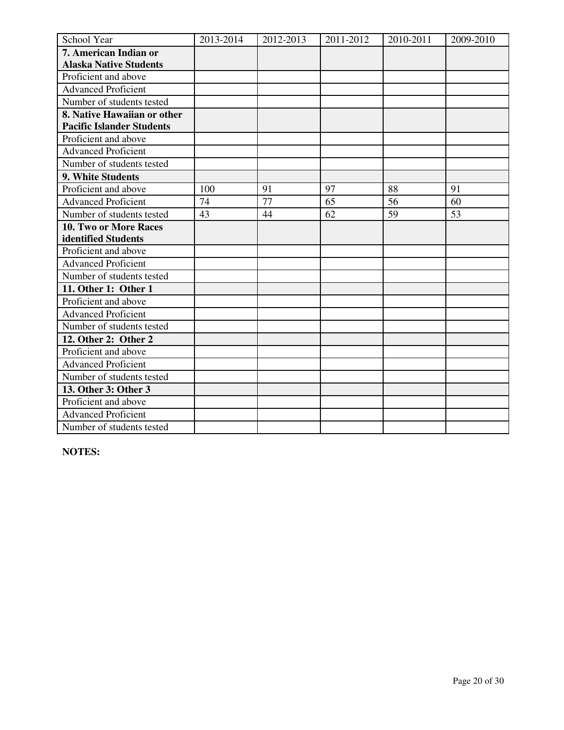| School Year | 2013-2014 | 2012-2013 | 2011-2012 | 2010-2011 | 2009-2010 |
|---|---|---|---|---|---|
| **7. American Indian or Alaska Native Students** | | | | | |
| Proficient and above | | | | | |
| Advanced Proficient | | | | | |
| Number of students tested | | | | | |
| **8. Native Hawaiian or other Pacific Islander Students** | | | | | |
| Proficient and above | | | | | |
| Advanced Proficient | | | | | |
| Number of students tested | | | | | |
| **9. White Students** | | | | | |
| Proficient and above | 100 | 91 | 97 | 88 | 91 |
| Advanced Proficient | 74 | 77 | 65 | 56 | 60 |
| Number of students tested | 43 | 44 | 62 | 59 | 53 |
| **10. Two or More Races identified Students** | | | | | |
| Proficient and above | | | | | |
| Advanced Proficient | | | | | |
| Number of students tested | | | | | |
| **11. Other 1: Other 1** | | | | | |
| Proficient and above | | | | | |
| Advanced Proficient | | | | | |
| Number of students tested | | | | | |
| **12. Other 2: Other 2** | | | | | |
| Proficient and above | | | | | |
| Advanced Proficient | | | | | |
| Number of students tested | | | | | |
| **13. Other 3: Other 3** | | | | | |
| Proficient and above | | | | | |
| Advanced Proficient | | | | | |
| Number of students tested | | | | | |

**NOTES:**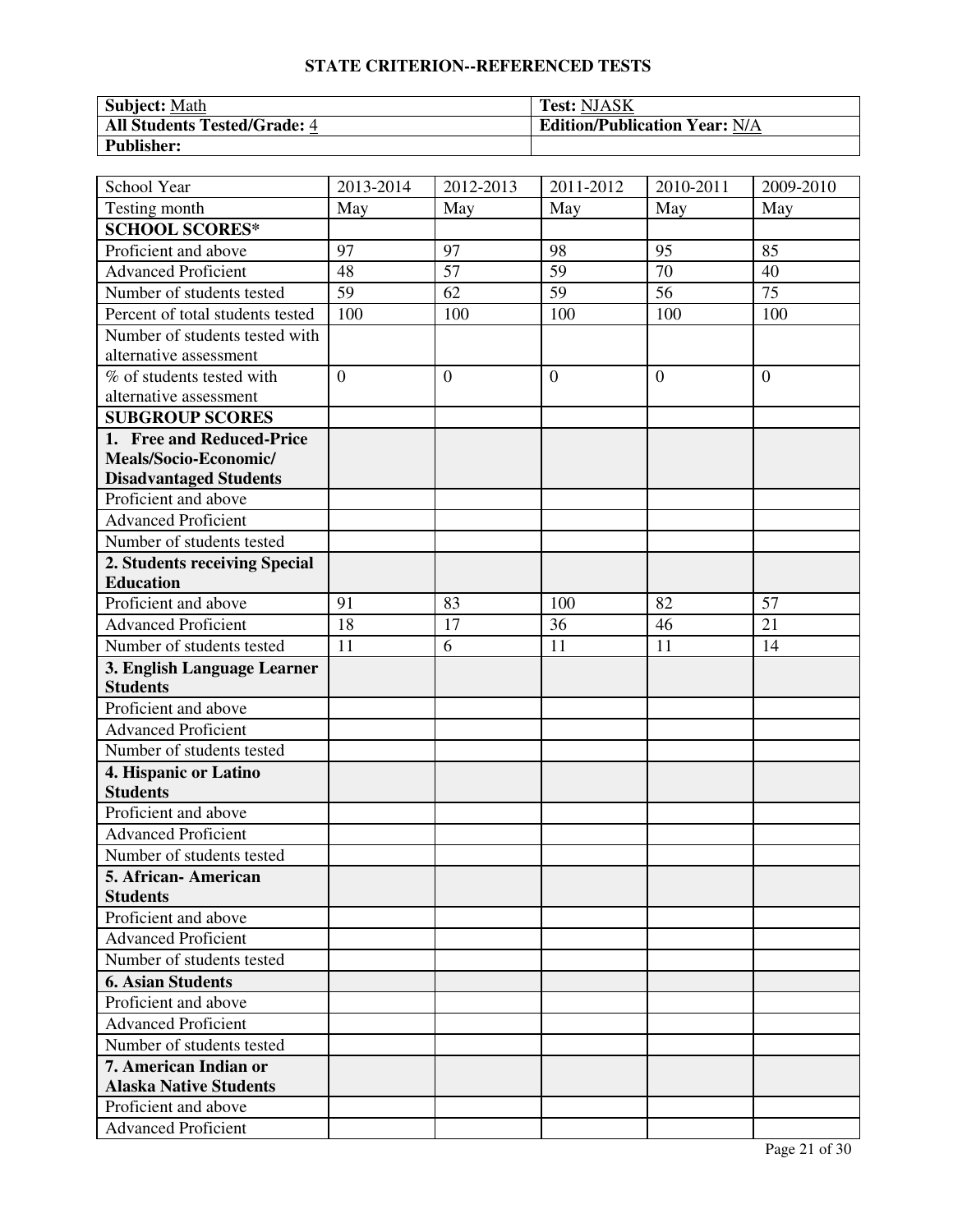## STATE CRITERION--REFERENCED TESTS

| **Subject:** Math | **Test:** NJASK |
|---|---|
| **All Students Tested/Grade:** 4 | **Edition/Publication Year:** N/A |
| **Publisher:** | |

| School Year | 2013-2014 | 2012-2013 | 2011-2012 | 2010-2011 | 2009-2010 |
|---|---|---|---|---|---|
| Testing month | May | May | May | May | May |
| **SCHOOL SCORES*** | | | | | |
| Proficient and above | 97 | 97 | 98 | 95 | 85 |
| Advanced Proficient | 48 | 57 | 59 | 70 | 40 |
| Number of students tested | 59 | 62 | 59 | 56 | 75 |
| Percent of total students tested | 100 | 100 | 100 | 100 | 100 |
| Number of students tested with alternative assessment | | | | | |
| % of students tested with alternative assessment | 0 | 0 | 0 | 0 | 0 |
| **SUBGROUP SCORES** | | | | | |
| **1. Free and Reduced-Price Meals/Socio-Economic/ Disadvantaged Students** | | | | | |
| Proficient and above | | | | | |
| Advanced Proficient | | | | | |
| Number of students tested | | | | | |
| **2. Students receiving Special Education** | | | | | |
| Proficient and above | 91 | 83 | 100 | 82 | 57 |
| Advanced Proficient | 18 | 17 | 36 | 46 | 21 |
| Number of students tested | 11 | 6 | 11 | 11 | 14 |
| **3. English Language Learner Students** | | | | | |
| Proficient and above | | | | | |
| Advanced Proficient | | | | | |
| Number of students tested | | | | | |
| **4. Hispanic or Latino Students** | | | | | |
| Proficient and above | | | | | |
| Advanced Proficient | | | | | |
| Number of students tested | | | | | |
| **5. African- American Students** | | | | | |
| Proficient and above | | | | | |
| Advanced Proficient | | | | | |
| Number of students tested | | | | | |
| **6. Asian Students** | | | | | |
| Proficient and above | | | | | |
| Advanced Proficient | | | | | |
| Number of students tested | | | | | |
| **7. American Indian or Alaska Native Students** | | | | | |
| Proficient and above | | | | | |
| Advanced Proficient | | | | | |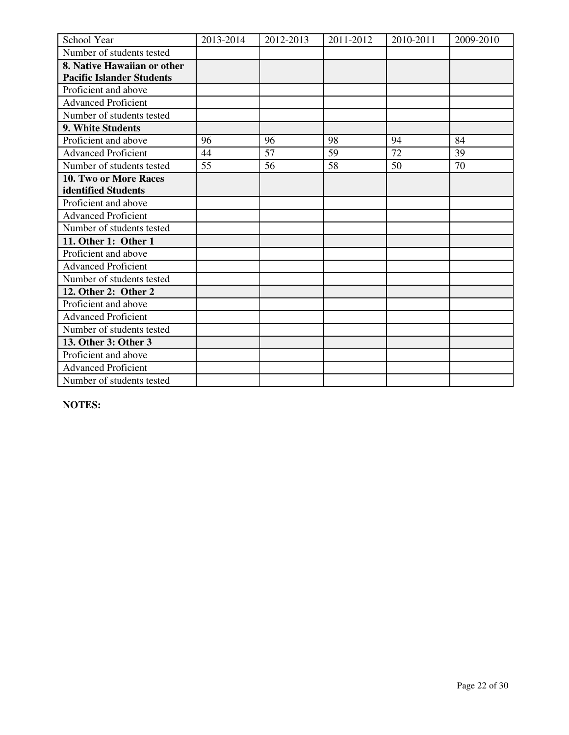| School Year | 2013-2014 | 2012-2013 | 2011-2012 | 2010-2011 | 2009-2010 |
|---|---|---|---|---|---|
| Number of students tested | | | | | |
| **8. Native Hawaiian or other Pacific Islander Students** | | | | | |
| Proficient and above | | | | | |
| Advanced Proficient | | | | | |
| Number of students tested | | | | | |
| **9. White Students** | | | | | |
| Proficient and above | 96 | 96 | 98 | 94 | 84 |
| Advanced Proficient | 44 | 57 | 59 | 72 | 39 |
| Number of students tested | 55 | 56 | 58 | 50 | 70 |
| **10. Two or More Races identified Students** | | | | | |
| Proficient and above | | | | | |
| Advanced Proficient | | | | | |
| Number of students tested | | | | | |
| **11. Other 1: Other 1** | | | | | |
| Proficient and above | | | | | |
| Advanced Proficient | | | | | |
| Number of students tested | | | | | |
| **12. Other 2: Other 2** | | | | | |
| Proficient and above | | | | | |
| Advanced Proficient | | | | | |
| Number of students tested | | | | | |
| **13. Other 3: Other 3** | | | | | |
| Proficient and above | | | | | |
| Advanced Proficient | | | | | |
| Number of students tested | | | | | |

**NOTES:**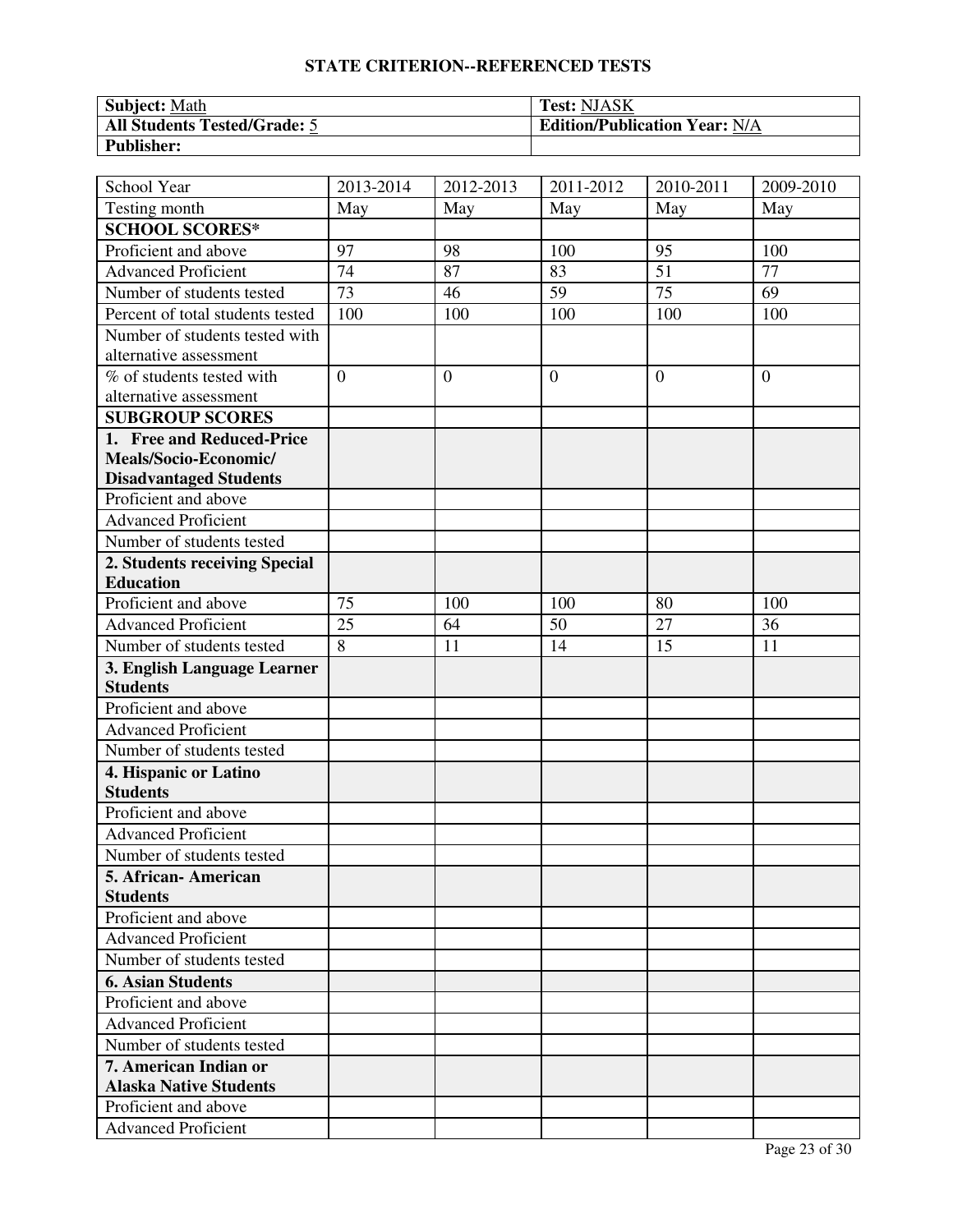## STATE CRITERION--REFERENCED TESTS

| **Subject:** Math | **Test:** NJASK |
|---|---|
| **All Students Tested/Grade:** 5 | **Edition/Publication Year:** N/A |
| **Publisher:** | |

| School Year | 2013-2014 | 2012-2013 | 2011-2012 | 2010-2011 | 2009-2010 |
|---|---|---|---|---|---|
| Testing month | May | May | May | May | May |
| **SCHOOL SCORES*** | | | | | |
| Proficient and above | 97 | 98 | 100 | 95 | 100 |
| Advanced Proficient | 74 | 87 | 83 | 51 | 77 |
| Number of students tested | 73 | 46 | 59 | 75 | 69 |
| Percent of total students tested | 100 | 100 | 100 | 100 | 100 |
| Number of students tested with alternative assessment | | | | | |
| % of students tested with alternative assessment | 0 | 0 | 0 | 0 | 0 |
| **SUBGROUP SCORES** | | | | | |
| **1. Free and Reduced-Price Meals/Socio-Economic/ Disadvantaged Students** | | | | | |
| Proficient and above | | | | | |
| Advanced Proficient | | | | | |
| Number of students tested | | | | | |
| **2. Students receiving Special Education** | | | | | |
| Proficient and above | 75 | 100 | 100 | 80 | 100 |
| Advanced Proficient | 25 | 64 | 50 | 27 | 36 |
| Number of students tested | 8 | 11 | 14 | 15 | 11 |
| **3. English Language Learner Students** | | | | | |
| Proficient and above | | | | | |
| Advanced Proficient | | | | | |
| Number of students tested | | | | | |
| **4. Hispanic or Latino Students** | | | | | |
| Proficient and above | | | | | |
| Advanced Proficient | | | | | |
| Number of students tested | | | | | |
| **5. African- American Students** | | | | | |
| Proficient and above | | | | | |
| Advanced Proficient | | | | | |
| Number of students tested | | | | | |
| **6. Asian Students** | | | | | |
| Proficient and above | | | | | |
| Advanced Proficient | | | | | |
| Number of students tested | | | | | |
| **7. American Indian or Alaska Native Students** | | | | | |
| Proficient and above | | | | | |
| Advanced Proficient | | | | | |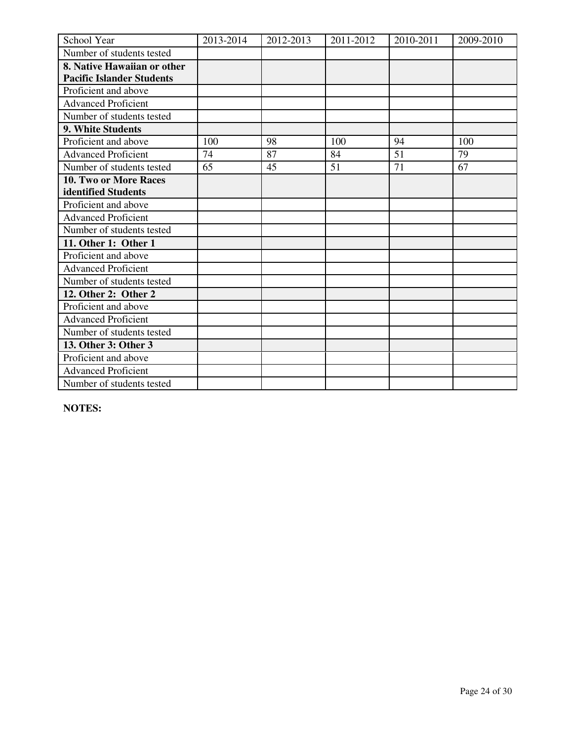| School Year | 2013-2014 | 2012-2013 | 2011-2012 | 2010-2011 | 2009-2010 |
|---|---|---|---|---|---|
| Number of students tested | | | | | |
| **8. Native Hawaiian or other Pacific Islander Students** | | | | | |
| Proficient and above | | | | | |
| Advanced Proficient | | | | | |
| Number of students tested | | | | | |
| **9. White Students** | | | | | |
| Proficient and above | 100 | 98 | 100 | 94 | 100 |
| Advanced Proficient | 74 | 87 | 84 | 51 | 79 |
| Number of students tested | 65 | 45 | 51 | 71 | 67 |
| **10. Two or More Races identified Students** | | | | | |
| Proficient and above | | | | | |
| Advanced Proficient | | | | | |
| Number of students tested | | | | | |
| **11. Other 1: Other 1** | | | | | |
| Proficient and above | | | | | |
| Advanced Proficient | | | | | |
| Number of students tested | | | | | |
| **12. Other 2: Other 2** | | | | | |
| Proficient and above | | | | | |
| Advanced Proficient | | | | | |
| Number of students tested | | | | | |
| **13. Other 3: Other 3** | | | | | |
| Proficient and above | | | | | |
| Advanced Proficient | | | | | |
| Number of students tested | | | | | |

**NOTES:**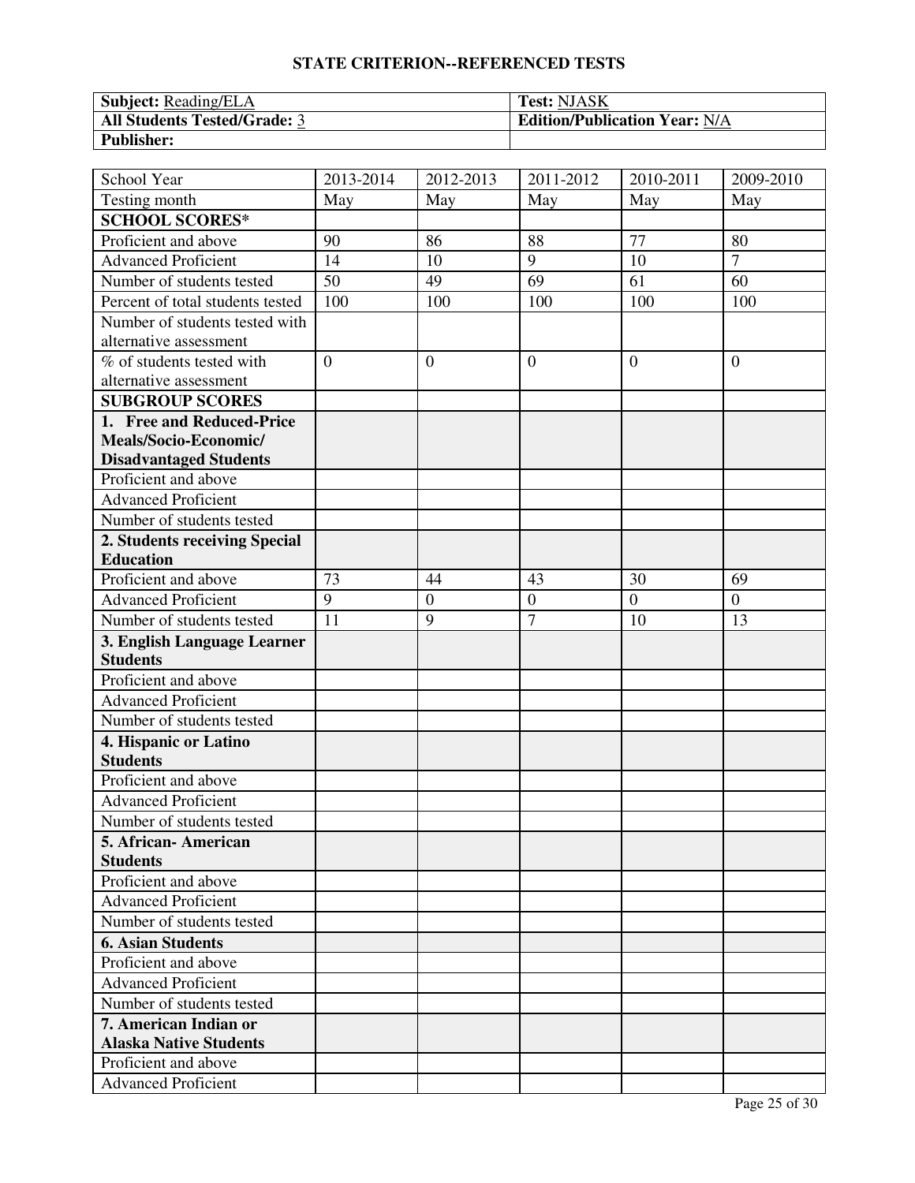## STATE CRITERION--REFERENCED TESTS

| **Subject:** Reading/ELA | **Test:** NJASK |
|---|---|
| **All Students Tested/Grade:** 3 | **Edition/Publication Year:** N/A |
| **Publisher:** | |

| School Year | 2013-2014 | 2012-2013 | 2011-2012 | 2010-2011 | 2009-2010 |
|---|---|---|---|---|---|
| Testing month | May | May | May | May | May |
| **SCHOOL SCORES*** | | | | | |
| Proficient and above | 90 | 86 | 88 | 77 | 80 |
| Advanced Proficient | 14 | 10 | 9 | 10 | 7 |
| Number of students tested | 50 | 49 | 69 | 61 | 60 |
| Percent of total students tested | 100 | 100 | 100 | 100 | 100 |
| Number of students tested with alternative assessment | | | | | |
| % of students tested with alternative assessment | 0 | 0 | 0 | 0 | 0 |
| **SUBGROUP SCORES** | | | | | |
| **1. Free and Reduced-Price Meals/Socio-Economic/ Disadvantaged Students** | | | | | |
| Proficient and above | | | | | |
| Advanced Proficient | | | | | |
| Number of students tested | | | | | |
| **2. Students receiving Special Education** | | | | | |
| Proficient and above | 73 | 44 | 43 | 30 | 69 |
| Advanced Proficient | 9 | 0 | 0 | 0 | 0 |
| Number of students tested | 11 | 9 | 7 | 10 | 13 |
| **3. English Language Learner Students** | | | | | |
| Proficient and above | | | | | |
| Advanced Proficient | | | | | |
| Number of students tested | | | | | |
| **4. Hispanic or Latino Students** | | | | | |
| Proficient and above | | | | | |
| Advanced Proficient | | | | | |
| Number of students tested | | | | | |
| **5. African- American Students** | | | | | |
| Proficient and above | | | | | |
| Advanced Proficient | | | | | |
| Number of students tested | | | | | |
| **6. Asian Students** | | | | | |
| Proficient and above | | | | | |
| Advanced Proficient | | | | | |
| Number of students tested | | | | | |
| **7. American Indian or Alaska Native Students** | | | | | |
| Proficient and above | | | | | |
| Advanced Proficient | | | | | |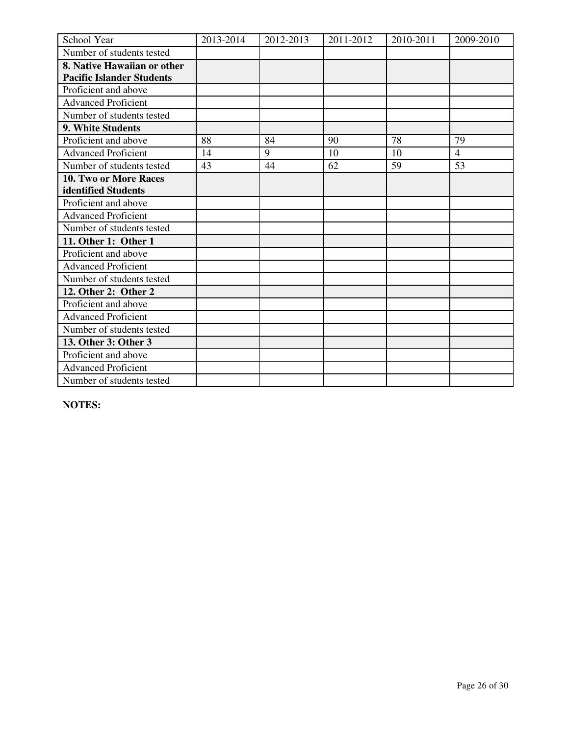| School Year | 2013-2014 | 2012-2013 | 2011-2012 | 2010-2011 | 2009-2010 |
|---|---|---|---|---|---|
| Number of students tested | | | | | |
| **8. Native Hawaiian or other Pacific Islander Students** | | | | | |
| Proficient and above | | | | | |
| Advanced Proficient | | | | | |
| Number of students tested | | | | | |
| **9. White Students** | | | | | |
| Proficient and above | 88 | 84 | 90 | 78 | 79 |
| Advanced Proficient | 14 | 9 | 10 | 10 | 4 |
| Number of students tested | 43 | 44 | 62 | 59 | 53 |
| **10. Two or More Races identified Students** | | | | | |
| Proficient and above | | | | | |
| Advanced Proficient | | | | | |
| Number of students tested | | | | | |
| **11. Other 1: Other 1** | | | | | |
| Proficient and above | | | | | |
| Advanced Proficient | | | | | |
| Number of students tested | | | | | |
| **12. Other 2: Other 2** | | | | | |
| Proficient and above | | | | | |
| Advanced Proficient | | | | | |
| Number of students tested | | | | | |
| **13. Other 3: Other 3** | | | | | |
| Proficient and above | | | | | |
| Advanced Proficient | | | | | |
| Number of students tested | | | | | |

**NOTES:**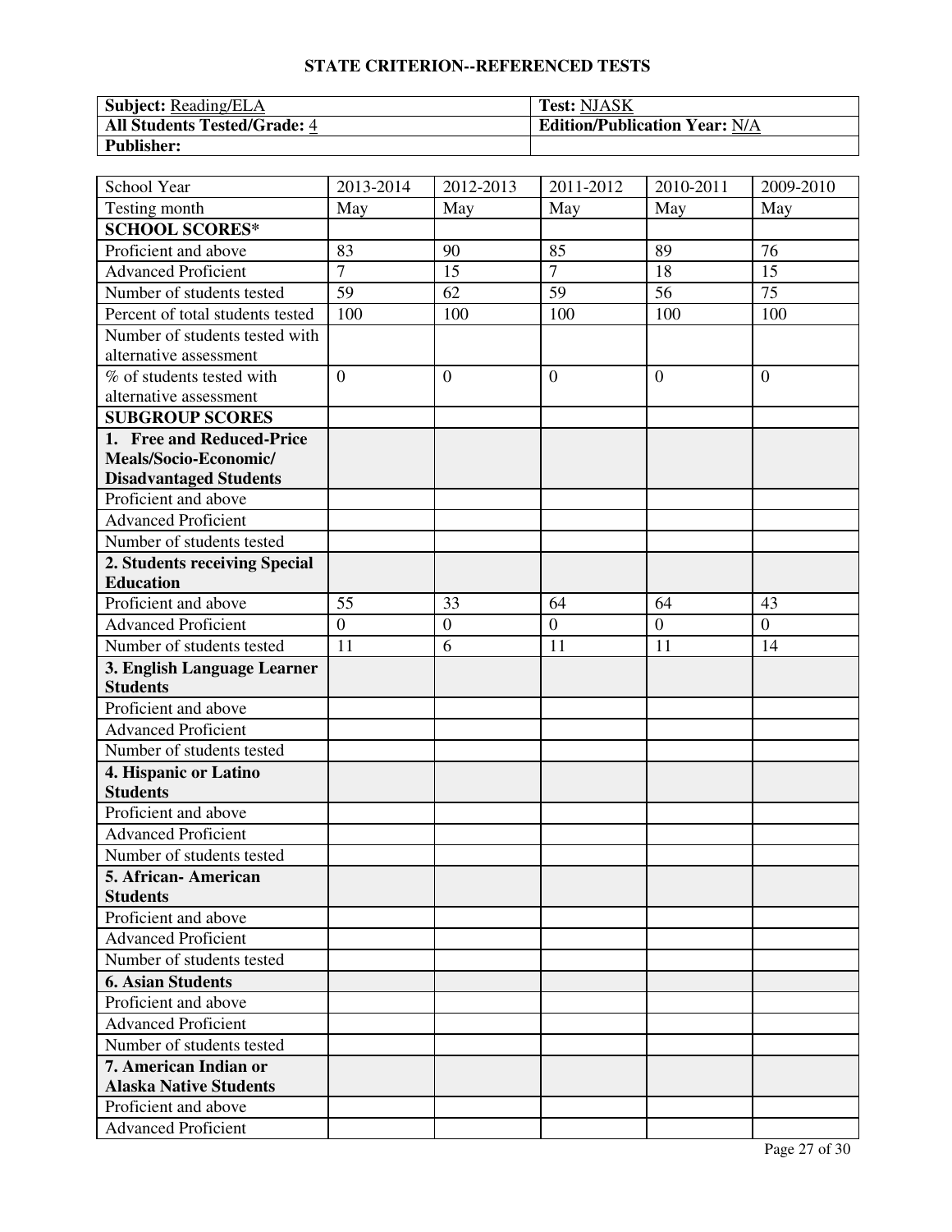## STATE CRITERION--REFERENCED TESTS

| **Subject:** Reading/ELA | **Test:** NJASK |
|---|---|
| **All Students Tested/Grade:** 4 | **Edition/Publication Year:** N/A |
| **Publisher:** | |

| School Year | 2013-2014 | 2012-2013 | 2011-2012 | 2010-2011 | 2009-2010 |
|---|---|---|---|---|---|
| Testing month | May | May | May | May | May |
| **SCHOOL SCORES*** | | | | | |
| Proficient and above | 83 | 90 | 85 | 89 | 76 |
| Advanced Proficient | 7 | 15 | 7 | 18 | 15 |
| Number of students tested | 59 | 62 | 59 | 56 | 75 |
| Percent of total students tested | 100 | 100 | 100 | 100 | 100 |
| Number of students tested with alternative assessment | | | | | |
| % of students tested with alternative assessment | 0 | 0 | 0 | 0 | 0 |
| **SUBGROUP SCORES** | | | | | |
| **1. Free and Reduced-Price Meals/Socio-Economic/ Disadvantaged Students** | | | | | |
| Proficient and above | | | | | |
| Advanced Proficient | | | | | |
| Number of students tested | | | | | |
| **2. Students receiving Special Education** | | | | | |
| Proficient and above | 55 | 33 | 64 | 64 | 43 |
| Advanced Proficient | 0 | 0 | 0 | 0 | 0 |
| Number of students tested | 11 | 6 | 11 | 11 | 14 |
| **3. English Language Learner Students** | | | | | |
| Proficient and above | | | | | |
| Advanced Proficient | | | | | |
| Number of students tested | | | | | |
| **4. Hispanic or Latino Students** | | | | | |
| Proficient and above | | | | | |
| Advanced Proficient | | | | | |
| Number of students tested | | | | | |
| **5. African- American Students** | | | | | |
| Proficient and above | | | | | |
| Advanced Proficient | | | | | |
| Number of students tested | | | | | |
| **6. Asian Students** | | | | | |
| Proficient and above | | | | | |
| Advanced Proficient | | | | | |
| Number of students tested | | | | | |
| **7. American Indian or Alaska Native Students** | | | | | |
| Proficient and above | | | | | |
| Advanced Proficient | | | | | |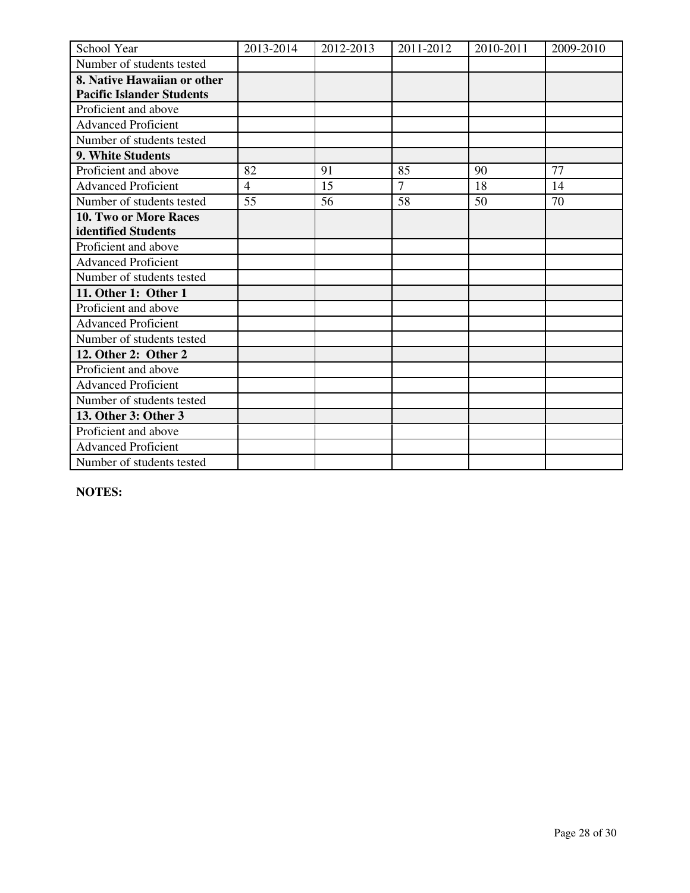| School Year | 2013-2014 | 2012-2013 | 2011-2012 | 2010-2011 | 2009-2010 |
|---|---|---|---|---|---|
| Number of students tested | | | | | |
| **8. Native Hawaiian or other Pacific Islander Students** | | | | | |
| Proficient and above | | | | | |
| Advanced Proficient | | | | | |
| Number of students tested | | | | | |
| **9. White Students** | | | | | |
| Proficient and above | 82 | 91 | 85 | 90 | 77 |
| Advanced Proficient | 4 | 15 | 7 | 18 | 14 |
| Number of students tested | 55 | 56 | 58 | 50 | 70 |
| **10. Two or More Races identified Students** | | | | | |
| Proficient and above | | | | | |
| Advanced Proficient | | | | | |
| Number of students tested | | | | | |
| **11. Other 1: Other 1** | | | | | |
| Proficient and above | | | | | |
| Advanced Proficient | | | | | |
| Number of students tested | | | | | |
| **12. Other 2: Other 2** | | | | | |
| Proficient and above | | | | | |
| Advanced Proficient | | | | | |
| Number of students tested | | | | | |
| **13. Other 3: Other 3** | | | | | |
| Proficient and above | | | | | |
| Advanced Proficient | | | | | |
| Number of students tested | | | | | |

**NOTES:**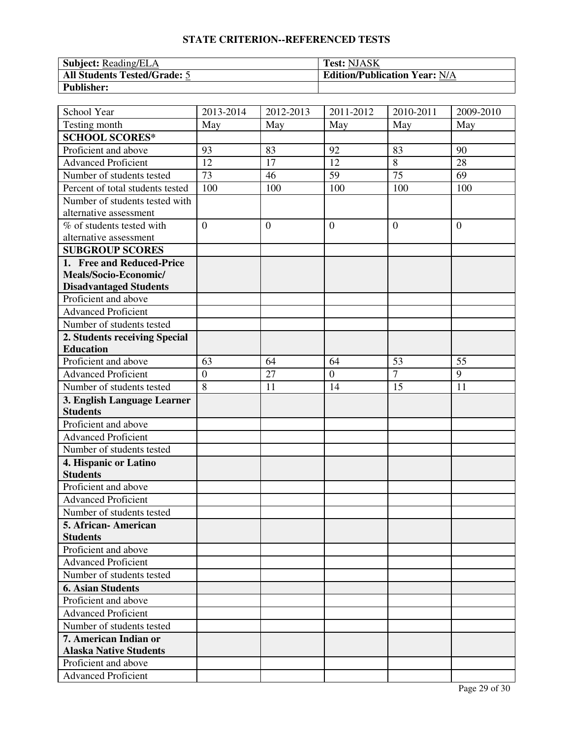## STATE CRITERION--REFERENCED TESTS

| **Subject:** Reading/ELA | **Test:** NJASK |
|---|---|
| **All Students Tested/Grade:** 5 | **Edition/Publication Year:** N/A |
| **Publisher:** | |

| School Year | 2013-2014 | 2012-2013 | 2011-2012 | 2010-2011 | 2009-2010 |
|---|---|---|---|---|---|
| Testing month | May | May | May | May | May |
| **SCHOOL SCORES*** | | | | | |
| Proficient and above | 93 | 83 | 92 | 83 | 90 |
| Advanced Proficient | 12 | 17 | 12 | 8 | 28 |
| Number of students tested | 73 | 46 | 59 | 75 | 69 |
| Percent of total students tested | 100 | 100 | 100 | 100 | 100 |
| Number of students tested with alternative assessment | | | | | |
| % of students tested with alternative assessment | 0 | 0 | 0 | 0 | 0 |
| **SUBGROUP SCORES** | | | | | |
| **1. Free and Reduced-Price Meals/Socio-Economic/ Disadvantaged Students** | | | | | |
| Proficient and above | | | | | |
| Advanced Proficient | | | | | |
| Number of students tested | | | | | |
| **2. Students receiving Special Education** | | | | | |
| Proficient and above | 63 | 64 | 64 | 53 | 55 |
| Advanced Proficient | 0 | 27 | 0 | 7 | 9 |
| Number of students tested | 8 | 11 | 14 | 15 | 11 |
| **3. English Language Learner Students** | | | | | |
| Proficient and above | | | | | |
| Advanced Proficient | | | | | |
| Number of students tested | | | | | |
| **4. Hispanic or Latino Students** | | | | | |
| Proficient and above | | | | | |
| Advanced Proficient | | | | | |
| Number of students tested | | | | | |
| **5. African- American Students** | | | | | |
| Proficient and above | | | | | |
| Advanced Proficient | | | | | |
| Number of students tested | | | | | |
| **6. Asian Students** | | | | | |
| Proficient and above | | | | | |
| Advanced Proficient | | | | | |
| Number of students tested | | | | | |
| **7. American Indian or Alaska Native Students** | | | | | |
| Proficient and above | | | | | |
| Advanced Proficient | | | | | |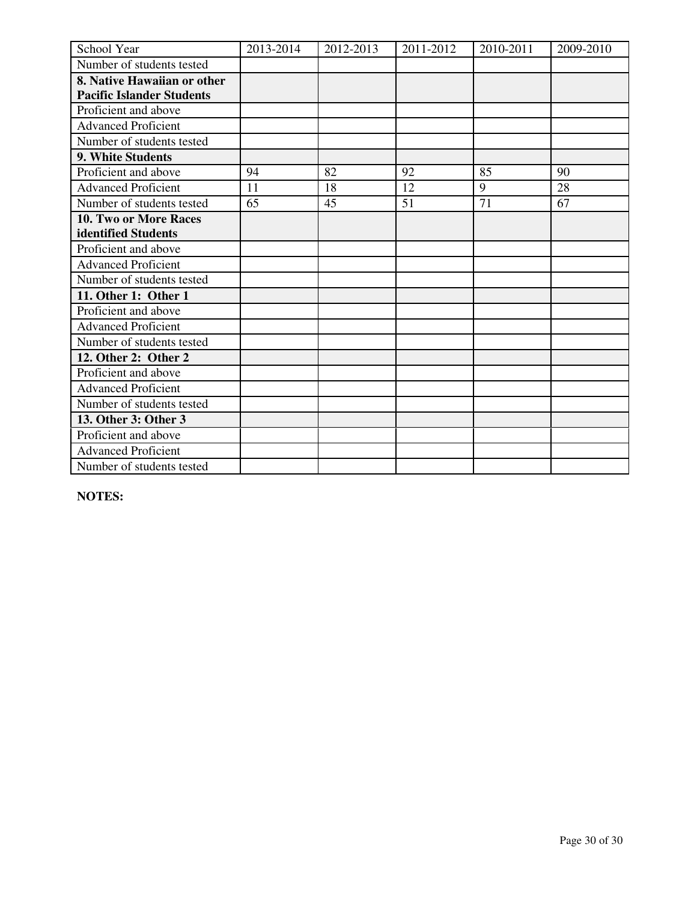| School Year | 2013-2014 | 2012-2013 | 2011-2012 | 2010-2011 | 2009-2010 |
|---|---|---|---|---|---|
| Number of students tested | | | | | |
| **8. Native Hawaiian or other Pacific Islander Students** | | | | | |
| Proficient and above | | | | | |
| Advanced Proficient | | | | | |
| Number of students tested | | | | | |
| **9. White Students** | | | | | |
| Proficient and above | 94 | 82 | 92 | 85 | 90 |
| Advanced Proficient | 11 | 18 | 12 | 9 | 28 |
| Number of students tested | 65 | 45 | 51 | 71 | 67 |
| **10. Two or More Races identified Students** | | | | | |
| Proficient and above | | | | | |
| Advanced Proficient | | | | | |
| Number of students tested | | | | | |
| **11. Other 1: Other 1** | | | | | |
| Proficient and above | | | | | |
| Advanced Proficient | | | | | |
| Number of students tested | | | | | |
| **12. Other 2: Other 2** | | | | | |
| Proficient and above | | | | | |
| Advanced Proficient | | | | | |
| Number of students tested | | | | | |
| **13. Other 3: Other 3** | | | | | |
| Proficient and above | | | | | |
| Advanced Proficient | | | | | |
| Number of students tested | | | | | |

**NOTES:**